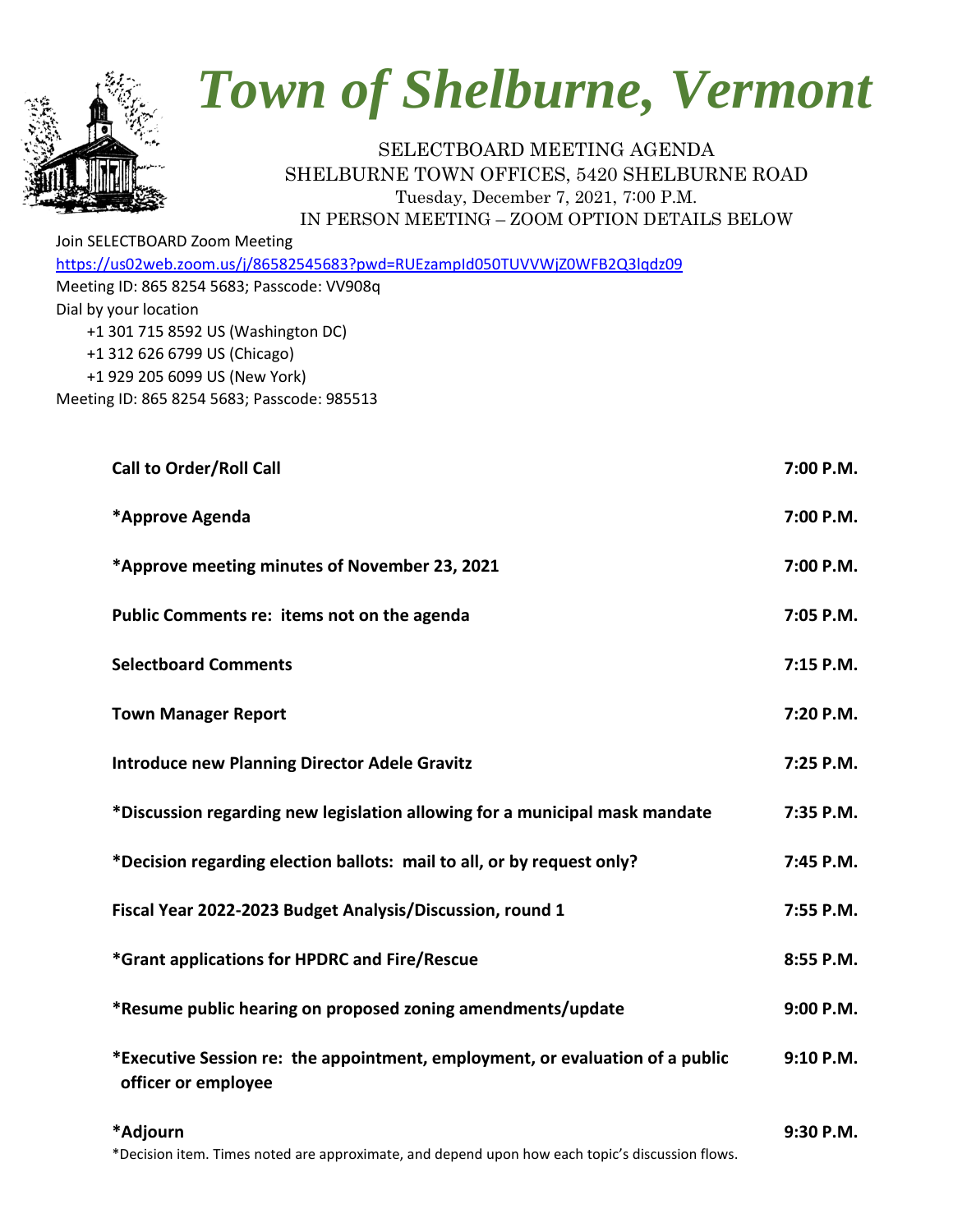# *Town of Shelburne, Vermont*

SELECTBOARD MEETING AGENDA
SHELBURNE TOWN OFFICES, 5420 SHELBURNE ROAD
Tuesday, December 7, 2021, 7:00 P.M.
IN PERSON MEETING – ZOOM OPTION DETAILS BELOW

Join SELECTBOARD Zoom Meeting
https://us02web.zoom.us/j/86582545683?pwd=RUEzampId050TUVVWjZ0WFB2Q3lqdz09
Meeting ID: 865 8254 5683; Passcode: VV908q
Dial by your location
+1 301 715 8592 US (Washington DC)
+1 312 626 6799 US (Chicago)
+1 929 205 6099 US (New York)
Meeting ID: 865 8254 5683; Passcode: 985513

| | |
|---|---|
| **Call to Order/Roll Call** | **7:00 P.M.** |
| ***Approve Agenda** | **7:00 P.M.** |
| ***Approve meeting minutes of November 23, 2021** | **7:00 P.M.** |
| **Public Comments re: items not on the agenda** | **7:05 P.M.** |
| **Selectboard Comments** | **7:15 P.M.** |
| **Town Manager Report** | **7:20 P.M.** |
| **Introduce new Planning Director Adele Gravitz** | **7:25 P.M.** |
| ***Discussion regarding new legislation allowing for a municipal mask mandate** | **7:35 P.M.** |
| ***Decision regarding election ballots: mail to all, or by request only?** | **7:45 P.M.** |
| **Fiscal Year 2022-2023 Budget Analysis/Discussion, round 1** | **7:55 P.M.** |
| ***Grant applications for HPDRC and Fire/Rescue** | **8:55 P.M.** |
| ***Resume public hearing on proposed zoning amendments/update** | **9:00 P.M.** |
| ***Executive Session re: the appointment, employment, or evaluation of a public officer or employee** | **9:10 P.M.** |
| ***Adjourn** | **9:30 P.M.** |

*Decision item. Times noted are approximate, and depend upon how each topic's discussion flows.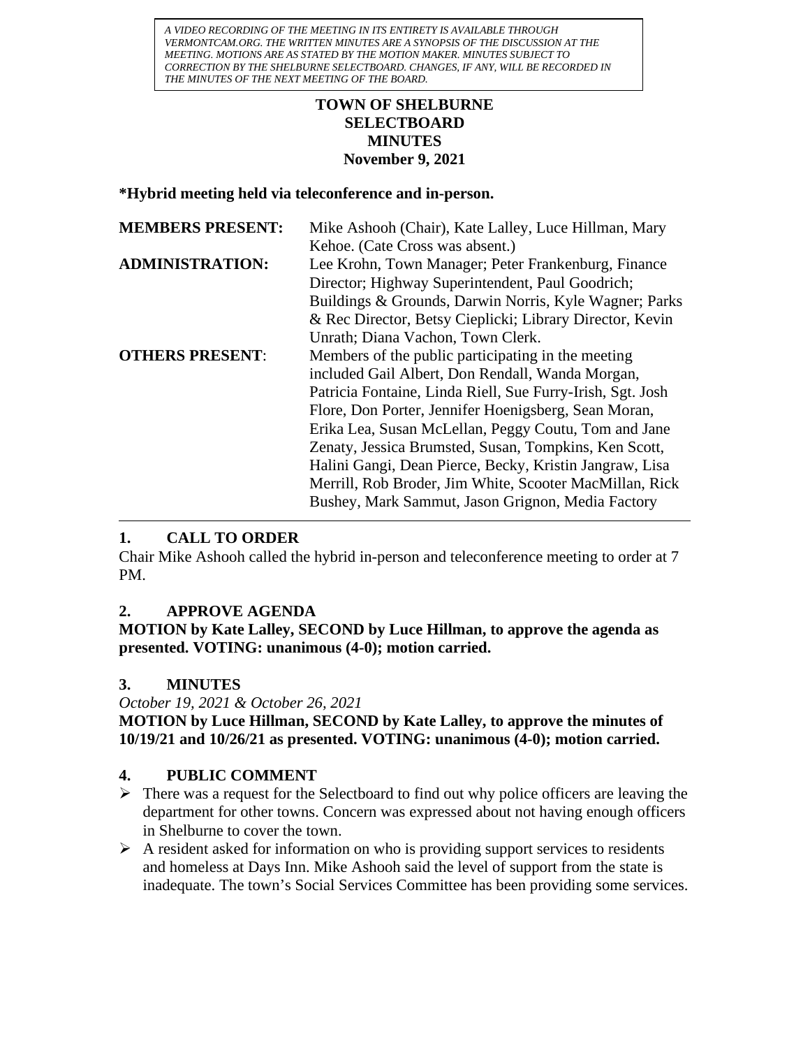*A VIDEO RECORDING OF THE MEETING IN ITS ENTIRETY IS AVAILABLE THROUGH VERMONTCAM.ORG. THE WRITTEN MINUTES ARE A SYNOPSIS OF THE DISCUSSION AT THE MEETING. MOTIONS ARE AS STATED BY THE MOTION MAKER. MINUTES SUBJECT TO CORRECTION BY THE SHELBURNE SELECTBOARD. CHANGES, IF ANY, WILL BE RECORDED IN THE MINUTES OF THE NEXT MEETING OF THE BOARD.*

# TOWN OF SHELBURNE
# SELECTBOARD
# MINUTES
# November 9, 2021

**\*Hybrid meeting held via teleconference and in-person.**

| | |
|---|---|
| **MEMBERS PRESENT:** | Mike Ashooh (Chair), Kate Lalley, Luce Hillman, Mary Kehoe. (Cate Cross was absent.) |
| **ADMINISTRATION:** | Lee Krohn, Town Manager; Peter Frankenburg, Finance Director; Highway Superintendent, Paul Goodrich; Buildings & Grounds, Darwin Norris, Kyle Wagner; Parks & Rec Director, Betsy Cieplicki; Library Director, Kevin Unrath; Diana Vachon, Town Clerk. |
| **OTHERS PRESENT**: | Members of the public participating in the meeting included Gail Albert, Don Rendall, Wanda Morgan, Patricia Fontaine, Linda Riell, Sue Furry-Irish, Sgt. Josh Flore, Don Porter, Jennifer Hoenigsberg, Sean Moran, Erika Lea, Susan McLellan, Peggy Coutu, Tom and Jane Zenaty, Jessica Brumsted, Susan, Tompkins, Ken Scott, Halini Gangi, Dean Pierce, Becky, Kristin Jangraw, Lisa Merrill, Rob Broder, Jim White, Scooter MacMillan, Rick Bushey, Mark Sammut, Jason Grignon, Media Factory |

---

## 1. CALL TO ORDER

Chair Mike Ashooh called the hybrid in-person and teleconference meeting to order at 7 PM.

## 2. APPROVE AGENDA

**MOTION by Kate Lalley, SECOND by Luce Hillman, to approve the agenda as presented. VOTING: unanimous (4-0); motion carried.**

## 3. MINUTES

*October 19, 2021 & October 26, 2021*

**MOTION by Luce Hillman, SECOND by Kate Lalley, to approve the minutes of 10/19/21 and 10/26/21 as presented. VOTING: unanimous (4-0); motion carried.**

## 4. PUBLIC COMMENT

- There was a request for the Selectboard to find out why police officers are leaving the department for other towns. Concern was expressed about not having enough officers in Shelburne to cover the town.
- A resident asked for information on who is providing support services to residents and homeless at Days Inn. Mike Ashooh said the level of support from the state is inadequate. The town's Social Services Committee has been providing some services.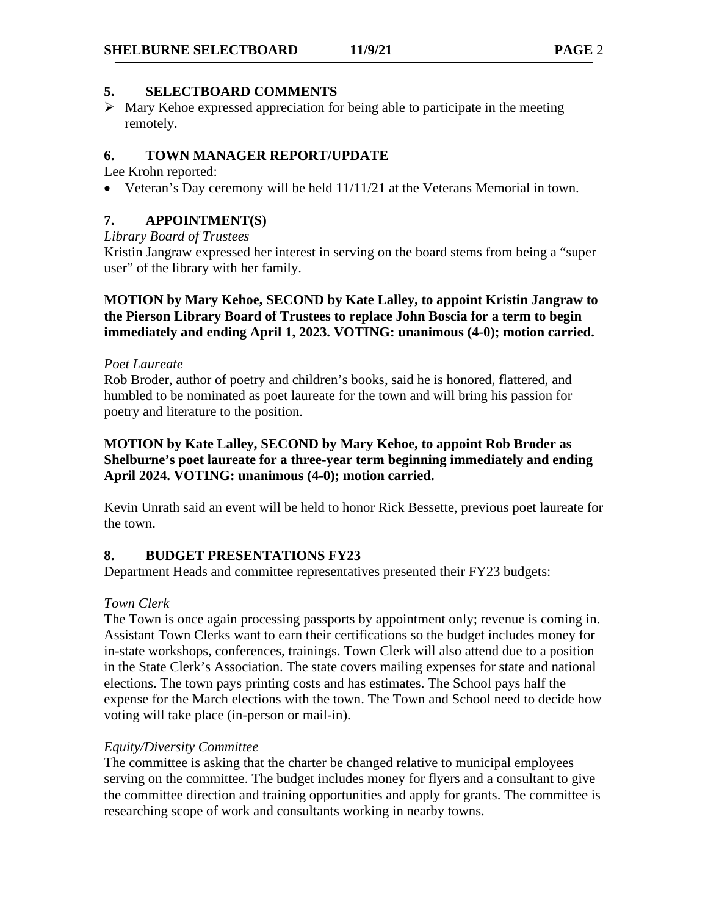## 5. SELECTBOARD COMMENTS

- Mary Kehoe expressed appreciation for being able to participate in the meeting remotely.

## 6. TOWN MANAGER REPORT/UPDATE

Lee Krohn reported:

- Veteran's Day ceremony will be held 11/11/21 at the Veterans Memorial in town.

## 7. APPOINTMENT(S)

*Library Board of Trustees*

Kristin Jangraw expressed her interest in serving on the board stems from being a "super user" of the library with her family.

**MOTION by Mary Kehoe, SECOND by Kate Lalley, to appoint Kristin Jangraw to the Pierson Library Board of Trustees to replace John Boscia for a term to begin immediately and ending April 1, 2023. VOTING: unanimous (4-0); motion carried.**

*Poet Laureate*

Rob Broder, author of poetry and children's books, said he is honored, flattered, and humbled to be nominated as poet laureate for the town and will bring his passion for poetry and literature to the position.

**MOTION by Kate Lalley, SECOND by Mary Kehoe, to appoint Rob Broder as Shelburne's poet laureate for a three-year term beginning immediately and ending April 2024. VOTING: unanimous (4-0); motion carried.**

Kevin Unrath said an event will be held to honor Rick Bessette, previous poet laureate for the town.

## 8. BUDGET PRESENTATIONS FY23

Department Heads and committee representatives presented their FY23 budgets:

*Town Clerk*

The Town is once again processing passports by appointment only; revenue is coming in. Assistant Town Clerks want to earn their certifications so the budget includes money for in-state workshops, conferences, trainings. Town Clerk will also attend due to a position in the State Clerk's Association. The state covers mailing expenses for state and national elections. The town pays printing costs and has estimates. The School pays half the expense for the March elections with the town. The Town and School need to decide how voting will take place (in-person or mail-in).

*Equity/Diversity Committee*

The committee is asking that the charter be changed relative to municipal employees serving on the committee. The budget includes money for flyers and a consultant to give the committee direction and training opportunities and apply for grants. The committee is researching scope of work and consultants working in nearby towns.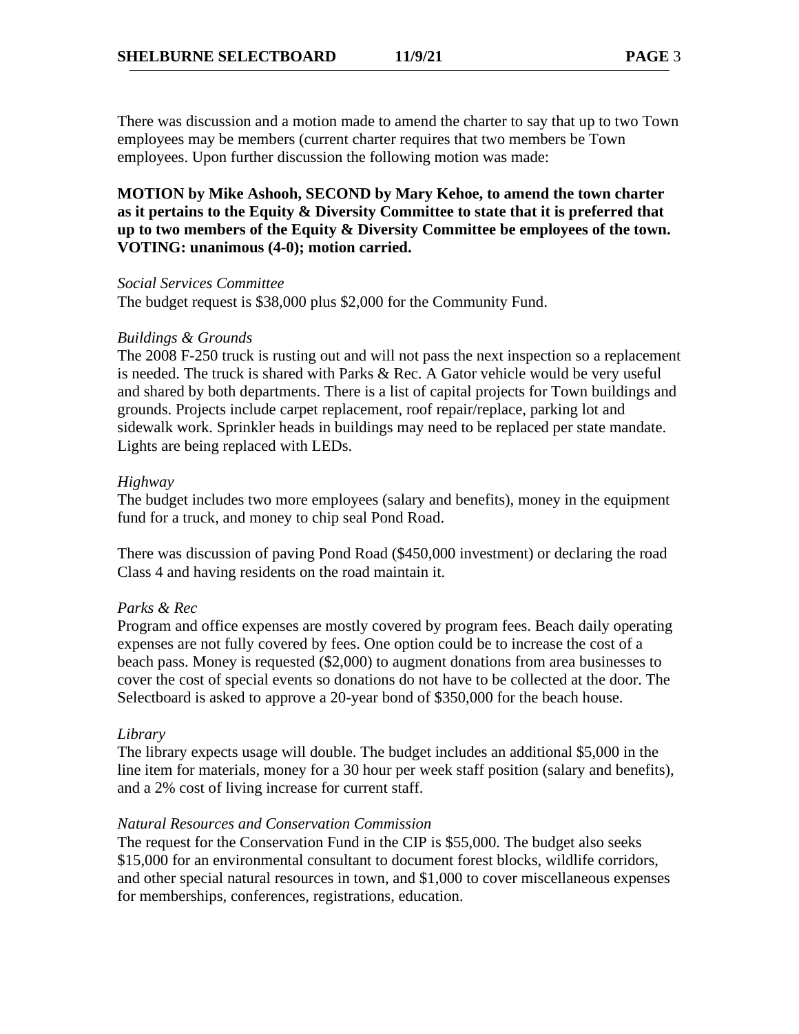There was discussion and a motion made to amend the charter to say that up to two Town employees may be members (current charter requires that two members be Town employees. Upon further discussion the following motion was made:

**MOTION by Mike Ashooh, SECOND by Mary Kehoe, to amend the town charter as it pertains to the Equity & Diversity Committee to state that it is preferred that up to two members of the Equity & Diversity Committee be employees of the town. VOTING: unanimous (4-0); motion carried.**

*Social Services Committee*

The budget request is $38,000 plus $2,000 for the Community Fund.

*Buildings & Grounds*

The 2008 F-250 truck is rusting out and will not pass the next inspection so a replacement is needed. The truck is shared with Parks & Rec. A Gator vehicle would be very useful and shared by both departments. There is a list of capital projects for Town buildings and grounds. Projects include carpet replacement, roof repair/replace, parking lot and sidewalk work. Sprinkler heads in buildings may need to be replaced per state mandate. Lights are being replaced with LEDs.

*Highway*

The budget includes two more employees (salary and benefits), money in the equipment fund for a truck, and money to chip seal Pond Road.

There was discussion of paving Pond Road ($450,000 investment) or declaring the road Class 4 and having residents on the road maintain it.

*Parks & Rec*

Program and office expenses are mostly covered by program fees. Beach daily operating expenses are not fully covered by fees. One option could be to increase the cost of a beach pass. Money is requested ($2,000) to augment donations from area businesses to cover the cost of special events so donations do not have to be collected at the door. The Selectboard is asked to approve a 20-year bond of $350,000 for the beach house.

*Library*

The library expects usage will double. The budget includes an additional $5,000 in the line item for materials, money for a 30 hour per week staff position (salary and benefits), and a 2% cost of living increase for current staff.

*Natural Resources and Conservation Commission*

The request for the Conservation Fund in the CIP is $55,000. The budget also seeks $15,000 for an environmental consultant to document forest blocks, wildlife corridors, and other special natural resources in town, and $1,000 to cover miscellaneous expenses for memberships, conferences, registrations, education.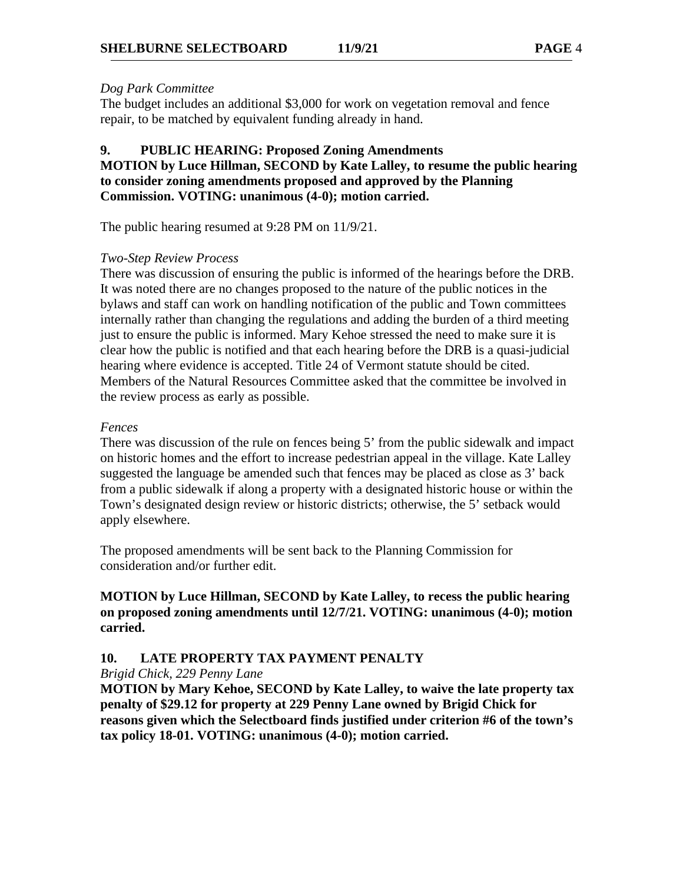*Dog Park Committee*
The budget includes an additional $3,000 for work on vegetation removal and fence repair, to be matched by equivalent funding already in hand.

**9. PUBLIC HEARING: Proposed Zoning Amendments**
**MOTION by Luce Hillman, SECOND by Kate Lalley, to resume the public hearing to consider zoning amendments proposed and approved by the Planning Commission. VOTING: unanimous (4-0); motion carried.**

The public hearing resumed at 9:28 PM on 11/9/21.

*Two-Step Review Process*
There was discussion of ensuring the public is informed of the hearings before the DRB. It was noted there are no changes proposed to the nature of the public notices in the bylaws and staff can work on handling notification of the public and Town committees internally rather than changing the regulations and adding the burden of a third meeting just to ensure the public is informed. Mary Kehoe stressed the need to make sure it is clear how the public is notified and that each hearing before the DRB is a quasi-judicial hearing where evidence is accepted. Title 24 of Vermont statute should be cited. Members of the Natural Resources Committee asked that the committee be involved in the review process as early as possible.

*Fences*
There was discussion of the rule on fences being 5' from the public sidewalk and impact on historic homes and the effort to increase pedestrian appeal in the village. Kate Lalley suggested the language be amended such that fences may be placed as close as 3' back from a public sidewalk if along a property with a designated historic house or within the Town's designated design review or historic districts; otherwise, the 5' setback would apply elsewhere.

The proposed amendments will be sent back to the Planning Commission for consideration and/or further edit.

**MOTION by Luce Hillman, SECOND by Kate Lalley, to recess the public hearing on proposed zoning amendments until 12/7/21. VOTING: unanimous (4-0); motion carried.**

**10. LATE PROPERTY TAX PAYMENT PENALTY**
*Brigid Chick, 229 Penny Lane*
**MOTION by Mary Kehoe, SECOND by Kate Lalley, to waive the late property tax penalty of $29.12 for property at 229 Penny Lane owned by Brigid Chick for reasons given which the Selectboard finds justified under criterion #6 of the town's tax policy 18-01. VOTING: unanimous (4-0); motion carried.**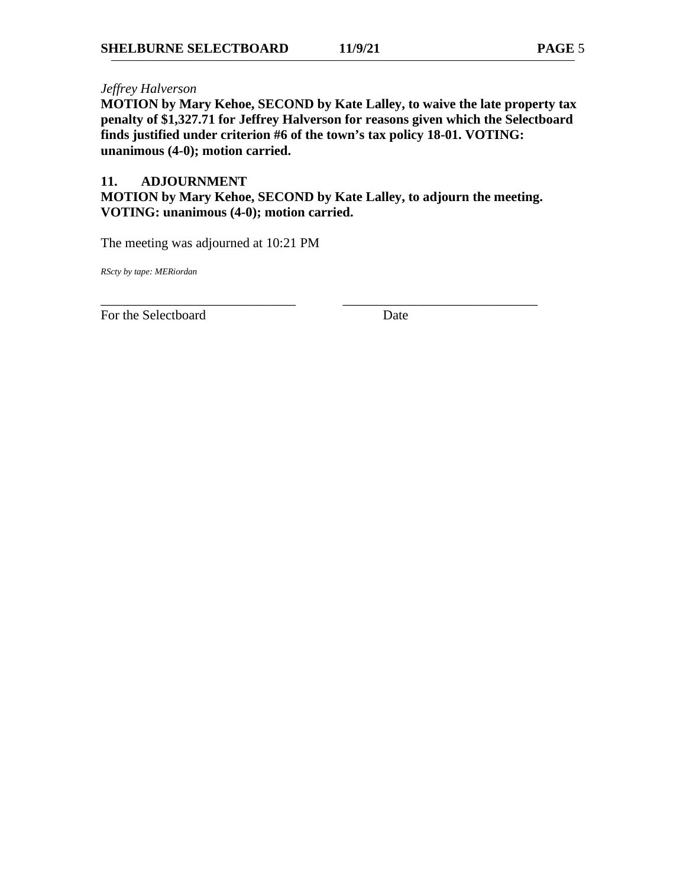*Jeffrey Halverson*

**MOTION by Mary Kehoe, SECOND by Kate Lalley, to waive the late property tax penalty of $1,327.71 for Jeffrey Halverson for reasons given which the Selectboard finds justified under criterion #6 of the town's tax policy 18-01. VOTING: unanimous (4-0); motion carried.**

## 11. ADJOURNMENT

**MOTION by Mary Kehoe, SECOND by Kate Lalley, to adjourn the meeting. VOTING: unanimous (4-0); motion carried.**

The meeting was adjourned at 10:21 PM

*RScty by tape: MERiordan*

\_\_\_\_\_\_\_\_\_\_\_\_\_\_\_\_\_\_\_\_\_\_\_\_\_\_\_\_\_\_ \_\_\_\_\_\_\_\_\_\_\_\_\_\_\_\_\_\_\_\_\_\_\_\_\_\_\_\_\_\_

For the Selectboard Date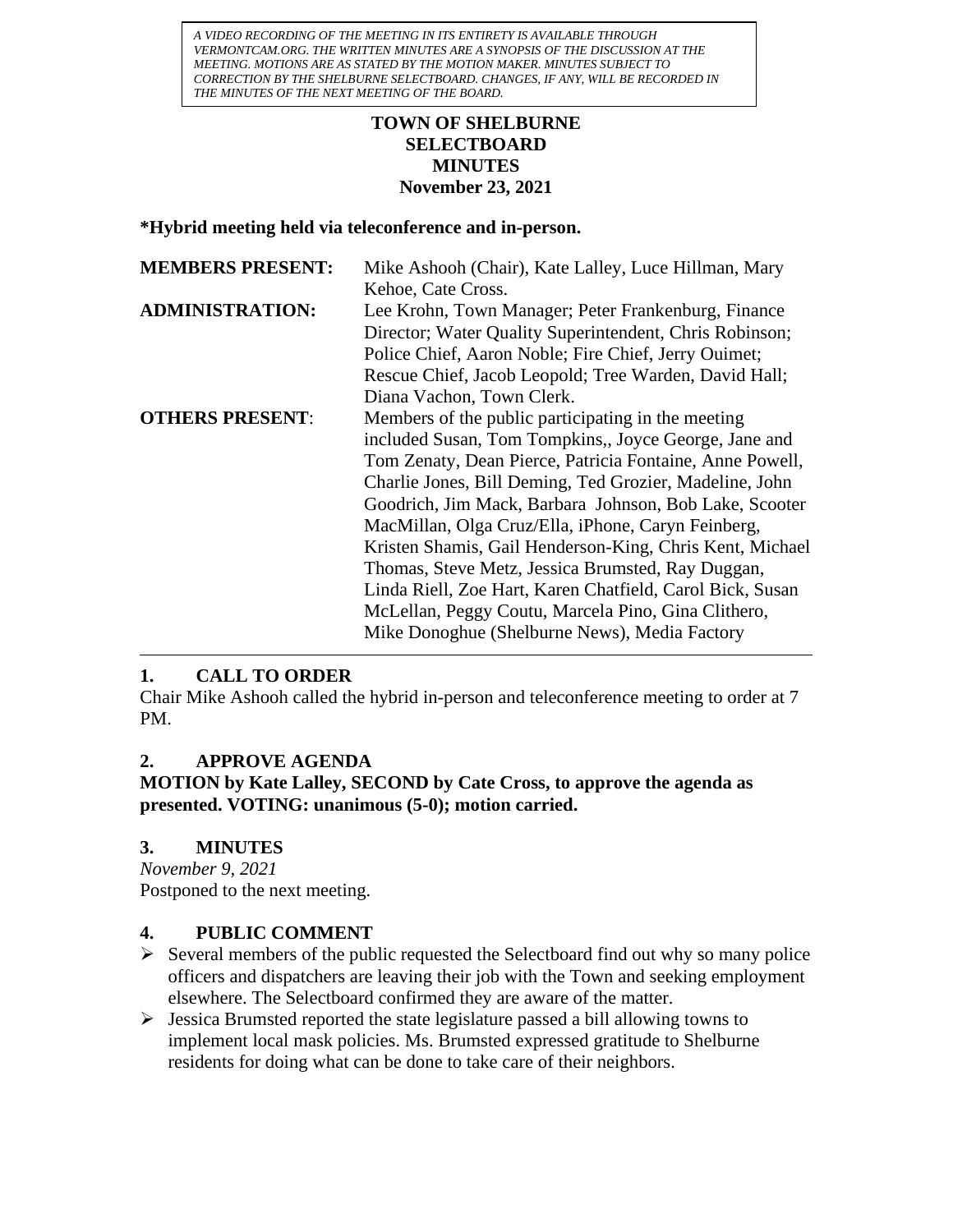*A VIDEO RECORDING OF THE MEETING IN ITS ENTIRETY IS AVAILABLE THROUGH VERMONTCAM.ORG. THE WRITTEN MINUTES ARE A SYNOPSIS OF THE DISCUSSION AT THE MEETING. MOTIONS ARE AS STATED BY THE MOTION MAKER. MINUTES SUBJECT TO CORRECTION BY THE SHELBURNE SELECTBOARD. CHANGES, IF ANY, WILL BE RECORDED IN THE MINUTES OF THE NEXT MEETING OF THE BOARD.*

# TOWN OF SHELBURNE SELECTBOARD MINUTES November 23, 2021

**\*Hybrid meeting held via teleconference and in-person.**

| | |
|---|---|
| **MEMBERS PRESENT:** | Mike Ashooh (Chair), Kate Lalley, Luce Hillman, Mary Kehoe, Cate Cross. |
| **ADMINISTRATION:** | Lee Krohn, Town Manager; Peter Frankenburg, Finance Director; Water Quality Superintendent, Chris Robinson; Police Chief, Aaron Noble; Fire Chief, Jerry Ouimet; Rescue Chief, Jacob Leopold; Tree Warden, David Hall; Diana Vachon, Town Clerk. |
| **OTHERS PRESENT**: | Members of the public participating in the meeting included Susan, Tom Tompkins,, Joyce George, Jane and Tom Zenaty, Dean Pierce, Patricia Fontaine, Anne Powell, Charlie Jones, Bill Deming, Ted Grozier, Madeline, John Goodrich, Jim Mack, Barbara Johnson, Bob Lake, Scooter MacMillan, Olga Cruz/Ella, iPhone, Caryn Feinberg, Kristen Shamis, Gail Henderson-King, Chris Kent, Michael Thomas, Steve Metz, Jessica Brumsted, Ray Duggan, Linda Riell, Zoe Hart, Karen Chatfield, Carol Bick, Susan McLellan, Peggy Coutu, Marcela Pino, Gina Clithero, Mike Donoghue (Shelburne News), Media Factory |

---

## 1. CALL TO ORDER

Chair Mike Ashooh called the hybrid in-person and teleconference meeting to order at 7 PM.

## 2. APPROVE AGENDA

**MOTION by Kate Lalley, SECOND by Cate Cross, to approve the agenda as presented. VOTING: unanimous (5-0); motion carried.**

## 3. MINUTES

*November 9, 2021*
Postponed to the next meeting.

## 4. PUBLIC COMMENT

- Several members of the public requested the Selectboard find out why so many police officers and dispatchers are leaving their job with the Town and seeking employment elsewhere. The Selectboard confirmed they are aware of the matter.
- Jessica Brumsted reported the state legislature passed a bill allowing towns to implement local mask policies. Ms. Brumsted expressed gratitude to Shelburne residents for doing what can be done to take care of their neighbors.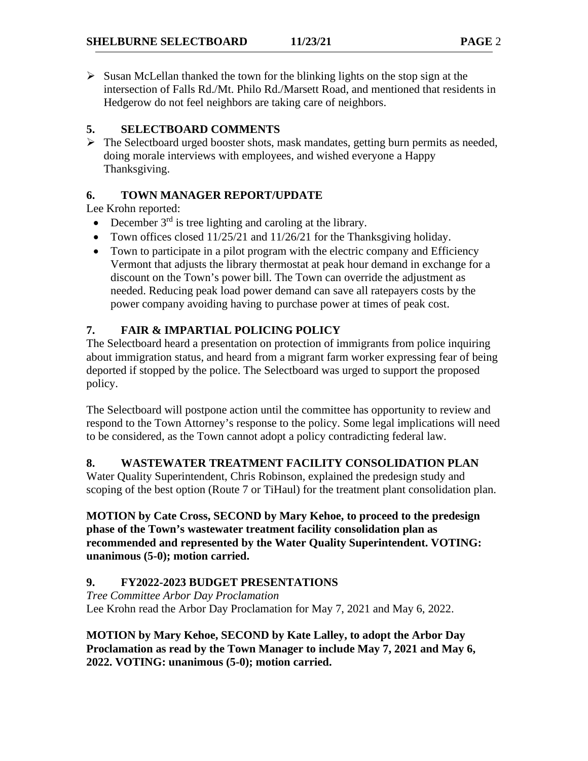- Susan McLellan thanked the town for the blinking lights on the stop sign at the intersection of Falls Rd./Mt. Philo Rd./Marsett Road, and mentioned that residents in Hedgerow do not feel neighbors are taking care of neighbors.

## 5. SELECTBOARD COMMENTS

- The Selectboard urged booster shots, mask mandates, getting burn permits as needed, doing morale interviews with employees, and wished everyone a Happy Thanksgiving.

## 6. TOWN MANAGER REPORT/UPDATE

Lee Krohn reported:

- December 3rd is tree lighting and caroling at the library.
- Town offices closed 11/25/21 and 11/26/21 for the Thanksgiving holiday.
- Town to participate in a pilot program with the electric company and Efficiency Vermont that adjusts the library thermostat at peak hour demand in exchange for a discount on the Town's power bill. The Town can override the adjustment as needed. Reducing peak load power demand can save all ratepayers costs by the power company avoiding having to purchase power at times of peak cost.

## 7. FAIR & IMPARTIAL POLICING POLICY

The Selectboard heard a presentation on protection of immigrants from police inquiring about immigration status, and heard from a migrant farm worker expressing fear of being deported if stopped by the police. The Selectboard was urged to support the proposed policy.

The Selectboard will postpone action until the committee has opportunity to review and respond to the Town Attorney's response to the policy. Some legal implications will need to be considered, as the Town cannot adopt a policy contradicting federal law.

## 8. WASTEWATER TREATMENT FACILITY CONSOLIDATION PLAN

Water Quality Superintendent, Chris Robinson, explained the predesign study and scoping of the best option (Route 7 or TiHaul) for the treatment plant consolidation plan.

**MOTION by Cate Cross, SECOND by Mary Kehoe, to proceed to the predesign phase of the Town's wastewater treatment facility consolidation plan as recommended and represented by the Water Quality Superintendent. VOTING: unanimous (5-0); motion carried.**

## 9. FY2022-2023 BUDGET PRESENTATIONS

*Tree Committee Arbor Day Proclamation*

Lee Krohn read the Arbor Day Proclamation for May 7, 2021 and May 6, 2022.

**MOTION by Mary Kehoe, SECOND by Kate Lalley, to adopt the Arbor Day Proclamation as read by the Town Manager to include May 7, 2021 and May 6, 2022. VOTING: unanimous (5-0); motion carried.**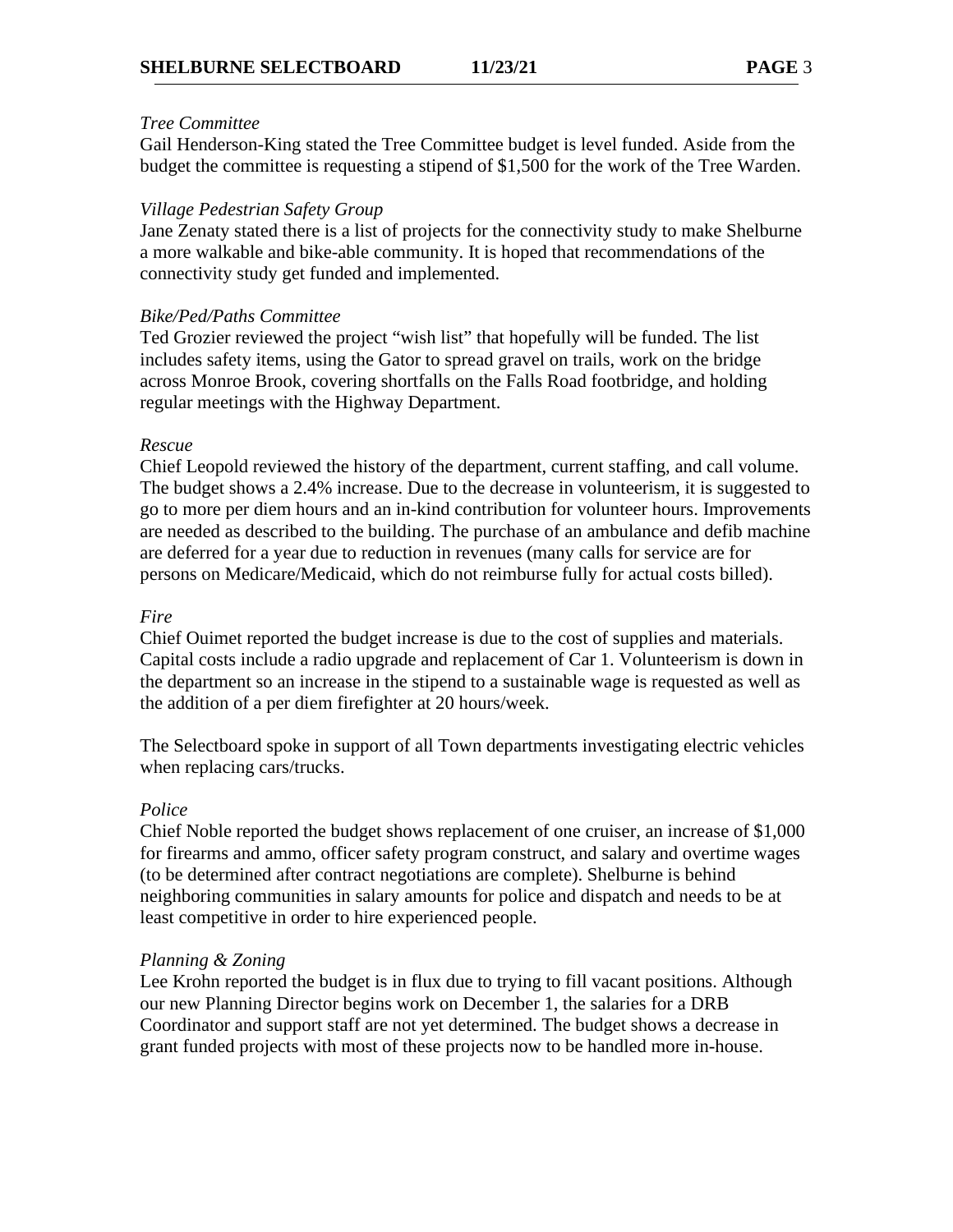*Tree Committee*
Gail Henderson-King stated the Tree Committee budget is level funded. Aside from the budget the committee is requesting a stipend of $1,500 for the work of the Tree Warden.

*Village Pedestrian Safety Group*
Jane Zenaty stated there is a list of projects for the connectivity study to make Shelburne a more walkable and bike-able community. It is hoped that recommendations of the connectivity study get funded and implemented.

*Bike/Ped/Paths Committee*
Ted Grozier reviewed the project "wish list" that hopefully will be funded. The list includes safety items, using the Gator to spread gravel on trails, work on the bridge across Monroe Brook, covering shortfalls on the Falls Road footbridge, and holding regular meetings with the Highway Department.

*Rescue*
Chief Leopold reviewed the history of the department, current staffing, and call volume. The budget shows a 2.4% increase. Due to the decrease in volunteerism, it is suggested to go to more per diem hours and an in-kind contribution for volunteer hours. Improvements are needed as described to the building. The purchase of an ambulance and defib machine are deferred for a year due to reduction in revenues (many calls for service are for persons on Medicare/Medicaid, which do not reimburse fully for actual costs billed).

*Fire*
Chief Ouimet reported the budget increase is due to the cost of supplies and materials. Capital costs include a radio upgrade and replacement of Car 1. Volunteerism is down in the department so an increase in the stipend to a sustainable wage is requested as well as the addition of a per diem firefighter at 20 hours/week.

The Selectboard spoke in support of all Town departments investigating electric vehicles when replacing cars/trucks.

*Police*
Chief Noble reported the budget shows replacement of one cruiser, an increase of $1,000 for firearms and ammo, officer safety program construct, and salary and overtime wages (to be determined after contract negotiations are complete). Shelburne is behind neighboring communities in salary amounts for police and dispatch and needs to be at least competitive in order to hire experienced people.

*Planning & Zoning*
Lee Krohn reported the budget is in flux due to trying to fill vacant positions. Although our new Planning Director begins work on December 1, the salaries for a DRB Coordinator and support staff are not yet determined. The budget shows a decrease in grant funded projects with most of these projects now to be handled more in-house.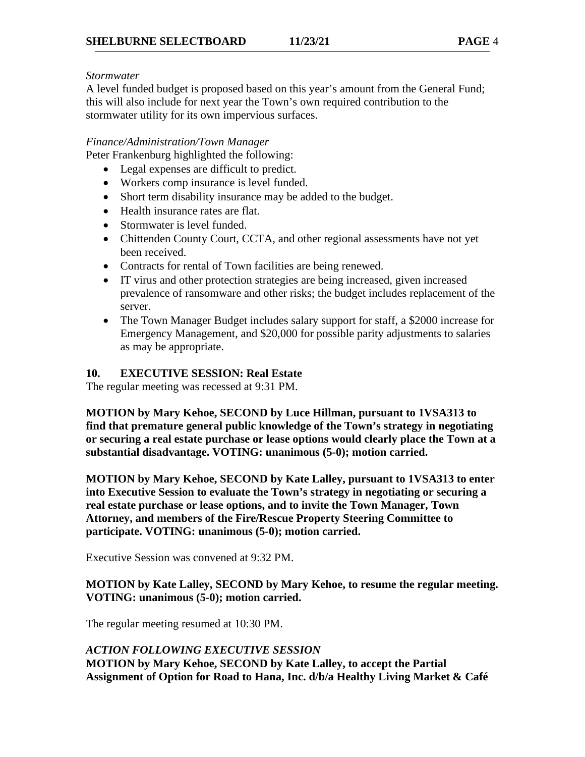*Stormwater*

A level funded budget is proposed based on this year's amount from the General Fund; this will also include for next year the Town's own required contribution to the stormwater utility for its own impervious surfaces.

*Finance/Administration/Town Manager*

Peter Frankenburg highlighted the following:

- Legal expenses are difficult to predict.
- Workers comp insurance is level funded.
- Short term disability insurance may be added to the budget.
- Health insurance rates are flat.
- Stormwater is level funded.
- Chittenden County Court, CCTA, and other regional assessments have not yet been received.
- Contracts for rental of Town facilities are being renewed.
- IT virus and other protection strategies are being increased, given increased prevalence of ransomware and other risks; the budget includes replacement of the server.
- The Town Manager Budget includes salary support for staff, a $2000 increase for Emergency Management, and $20,000 for possible parity adjustments to salaries as may be appropriate.

## 10. EXECUTIVE SESSION: Real Estate

The regular meeting was recessed at 9:31 PM.

**MOTION by Mary Kehoe, SECOND by Luce Hillman, pursuant to 1VSA313 to find that premature general public knowledge of the Town's strategy in negotiating or securing a real estate purchase or lease options would clearly place the Town at a substantial disadvantage. VOTING: unanimous (5-0); motion carried.**

**MOTION by Mary Kehoe, SECOND by Kate Lalley, pursuant to 1VSA313 to enter into Executive Session to evaluate the Town's strategy in negotiating or securing a real estate purchase or lease options, and to invite the Town Manager, Town Attorney, and members of the Fire/Rescue Property Steering Committee to participate. VOTING: unanimous (5-0); motion carried.**

Executive Session was convened at 9:32 PM.

**MOTION by Kate Lalley, SECOND by Mary Kehoe, to resume the regular meeting. VOTING: unanimous (5-0); motion carried.**

The regular meeting resumed at 10:30 PM.

***ACTION FOLLOWING EXECUTIVE SESSION***

**MOTION by Mary Kehoe, SECOND by Kate Lalley, to accept the Partial Assignment of Option for Road to Hana, Inc. d/b/a Healthy Living Market & Café**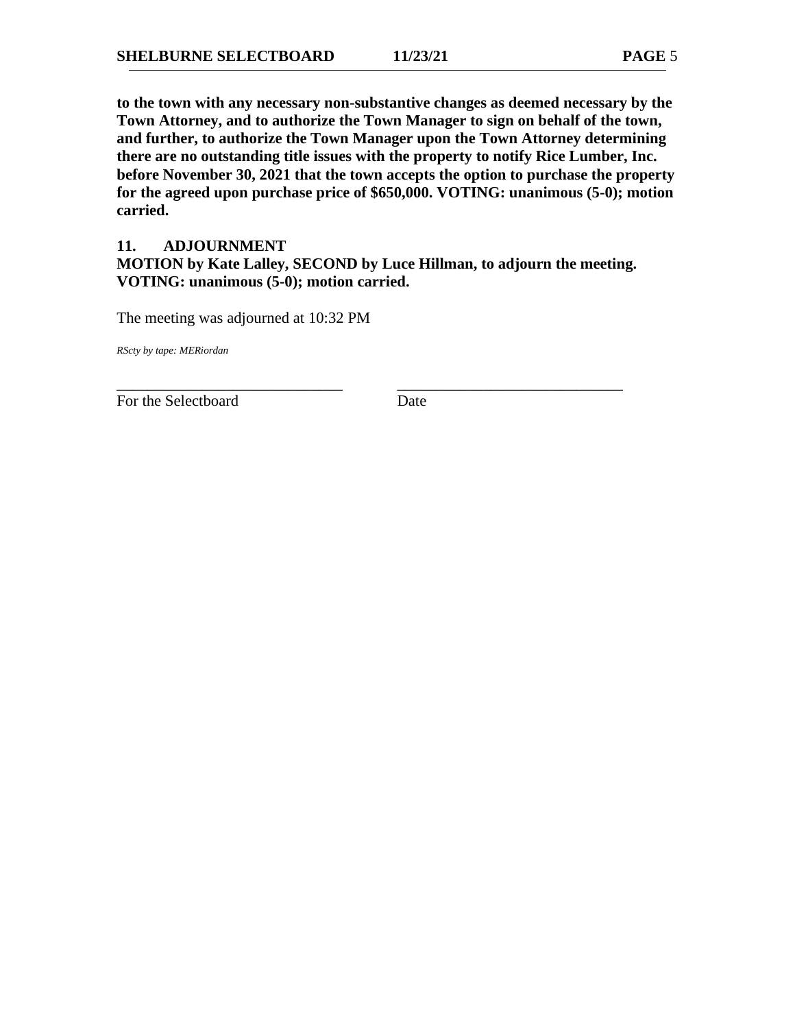**to the town with any necessary non-substantive changes as deemed necessary by the Town Attorney, and to authorize the Town Manager to sign on behalf of the town, and further, to authorize the Town Manager upon the Town Attorney determining there are no outstanding title issues with the property to notify Rice Lumber, Inc. before November 30, 2021 that the town accepts the option to purchase the property for the agreed upon purchase price of $650,000. VOTING: unanimous (5-0); motion carried.**

## 11. ADJOURNMENT

**MOTION by Kate Lalley, SECOND by Luce Hillman, to adjourn the meeting. VOTING: unanimous (5-0); motion carried.**

The meeting was adjourned at 10:32 PM

*RScty by tape: MERiordan*

\_\_\_\_\_\_\_\_\_\_\_\_\_\_\_\_\_\_\_\_\_\_\_\_\_\_\_\_\_\_ \_\_\_\_\_\_\_\_\_\_\_\_\_\_\_\_\_\_\_\_\_\_\_\_\_\_\_\_\_\_

For the Selectboard Date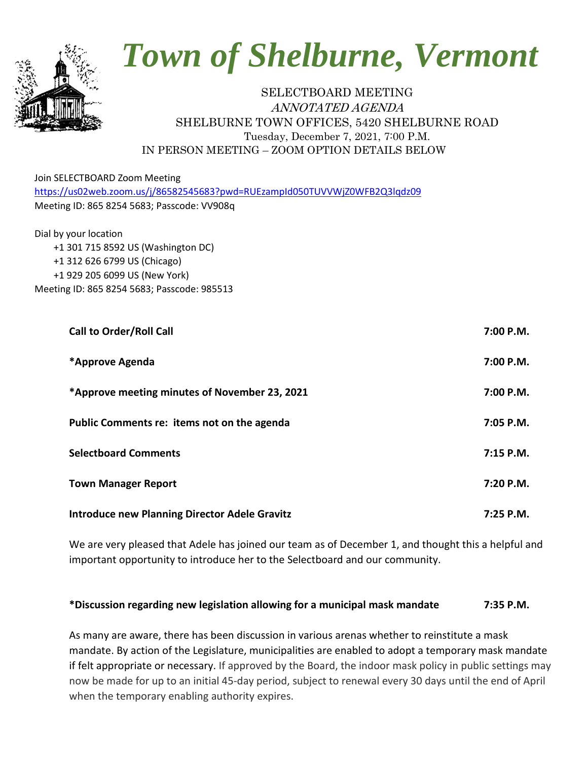# *Town of Shelburne, Vermont*

SELECTBOARD MEETING
*ANNOTATED AGENDA*
SHELBURNE TOWN OFFICES, 5420 SHELBURNE ROAD
Tuesday, December 7, 2021, 7:00 P.M.
IN PERSON MEETING – ZOOM OPTION DETAILS BELOW

Join SELECTBOARD Zoom Meeting
https://us02web.zoom.us/j/86582545683?pwd=RUEzampId050TUVVWjZ0WFB2Q3lqdz09
Meeting ID: 865 8254 5683; Passcode: VV908q

Dial by your location
+1 301 715 8592 US (Washington DC)
+1 312 626 6799 US (Chicago)
+1 929 205 6099 US (New York)
Meeting ID: 865 8254 5683; Passcode: 985513

**Call to Order/Roll Call** **7:00 P.M.**

***Approve Agenda** **7:00 P.M.**

***Approve meeting minutes of November 23, 2021** **7:00 P.M.**

**Public Comments re: items not on the agenda** **7:05 P.M.**

**Selectboard Comments** **7:15 P.M.**

**Town Manager Report** **7:20 P.M.**

**Introduce new Planning Director Adele Gravitz** **7:25 P.M.**

We are very pleased that Adele has joined our team as of December 1, and thought this a helpful and important opportunity to introduce her to the Selectboard and our community.

***Discussion regarding new legislation allowing for a municipal mask mandate** **7:35 P.M.**

As many are aware, there has been discussion in various arenas whether to reinstitute a mask mandate. By action of the Legislature, municipalities are enabled to adopt a temporary mask mandate if felt appropriate or necessary. If approved by the Board, the indoor mask policy in public settings may now be made for up to an initial 45-day period, subject to renewal every 30 days until the end of April when the temporary enabling authority expires.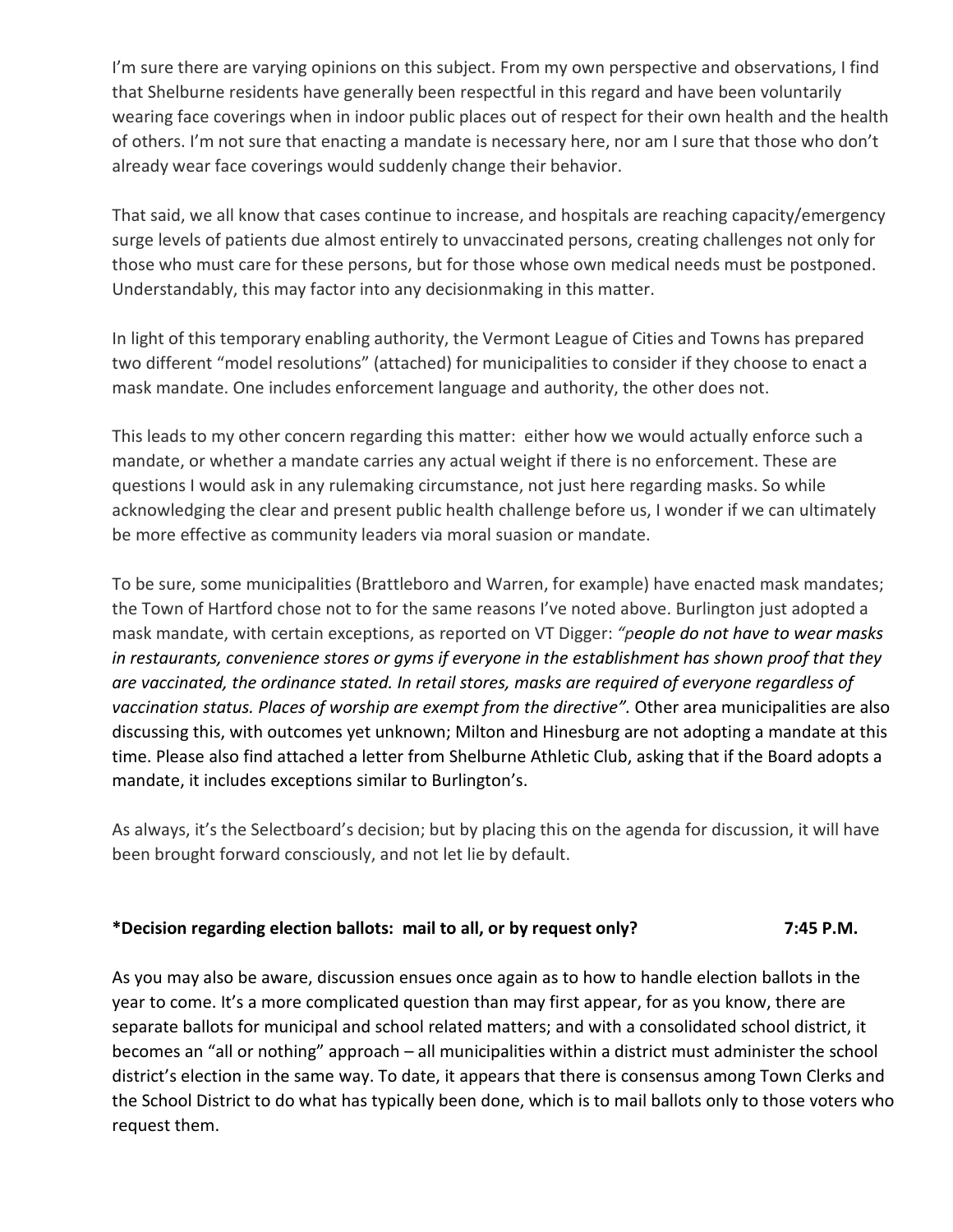I'm sure there are varying opinions on this subject. From my own perspective and observations, I find that Shelburne residents have generally been respectful in this regard and have been voluntarily wearing face coverings when in indoor public places out of respect for their own health and the health of others. I'm not sure that enacting a mandate is necessary here, nor am I sure that those who don't already wear face coverings would suddenly change their behavior.

That said, we all know that cases continue to increase, and hospitals are reaching capacity/emergency surge levels of patients due almost entirely to unvaccinated persons, creating challenges not only for those who must care for these persons, but for those whose own medical needs must be postponed. Understandably, this may factor into any decisionmaking in this matter.

In light of this temporary enabling authority, the Vermont League of Cities and Towns has prepared two different "model resolutions" (attached) for municipalities to consider if they choose to enact a mask mandate. One includes enforcement language and authority, the other does not.

This leads to my other concern regarding this matter: either how we would actually enforce such a mandate, or whether a mandate carries any actual weight if there is no enforcement. These are questions I would ask in any rulemaking circumstance, not just here regarding masks. So while acknowledging the clear and present public health challenge before us, I wonder if we can ultimately be more effective as community leaders via moral suasion or mandate.

To be sure, some municipalities (Brattleboro and Warren, for example) have enacted mask mandates; the Town of Hartford chose not to for the same reasons I've noted above. Burlington just adopted a mask mandate, with certain exceptions, as reported on VT Digger: *"people do not have to wear masks in restaurants, convenience stores or gyms if everyone in the establishment has shown proof that they are vaccinated, the ordinance stated. In retail stores, masks are required of everyone regardless of vaccination status. Places of worship are exempt from the directive".* Other area municipalities are also discussing this, with outcomes yet unknown; Milton and Hinesburg are not adopting a mandate at this time. Please also find attached a letter from Shelburne Athletic Club, asking that if the Board adopts a mandate, it includes exceptions similar to Burlington's.

As always, it's the Selectboard's decision; but by placing this on the agenda for discussion, it will have been brought forward consciously, and not let lie by default.

**\*Decision regarding election ballots: mail to all, or by request only? 7:45 P.M.**

As you may also be aware, discussion ensues once again as to how to handle election ballots in the year to come. It's a more complicated question than may first appear, for as you know, there are separate ballots for municipal and school related matters; and with a consolidated school district, it becomes an "all or nothing" approach – all municipalities within a district must administer the school district's election in the same way. To date, it appears that there is consensus among Town Clerks and the School District to do what has typically been done, which is to mail ballots only to those voters who request them.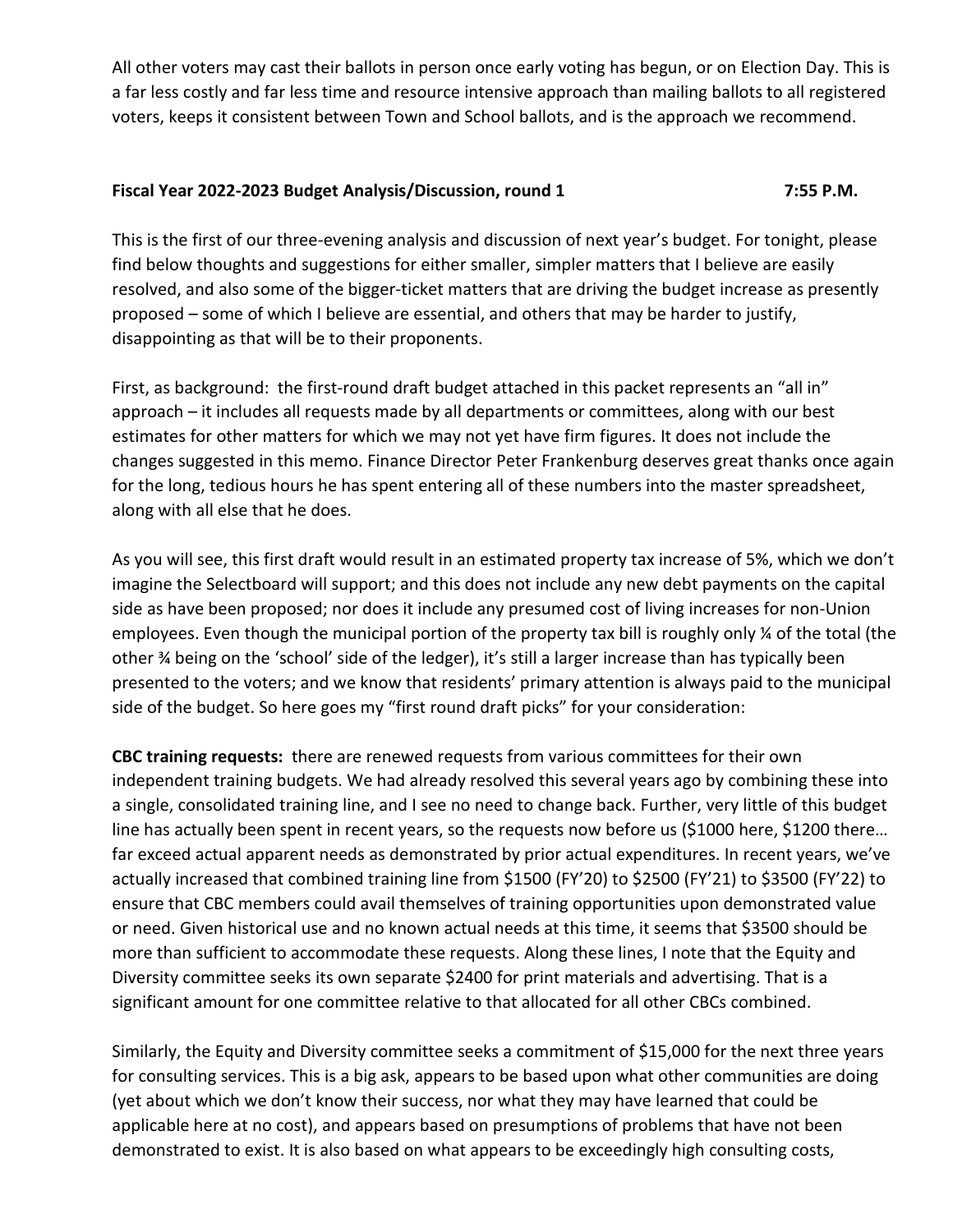All other voters may cast their ballots in person once early voting has begun, or on Election Day. This is a far less costly and far less time and resource intensive approach than mailing ballots to all registered voters, keeps it consistent between Town and School ballots, and is the approach we recommend.

**Fiscal Year 2022-2023 Budget Analysis/Discussion, round 1** **7:55 P.M.**

This is the first of our three-evening analysis and discussion of next year's budget. For tonight, please find below thoughts and suggestions for either smaller, simpler matters that I believe are easily resolved, and also some of the bigger-ticket matters that are driving the budget increase as presently proposed – some of which I believe are essential, and others that may be harder to justify, disappointing as that will be to their proponents.

First, as background: the first-round draft budget attached in this packet represents an "all in" approach – it includes all requests made by all departments or committees, along with our best estimates for other matters for which we may not yet have firm figures. It does not include the changes suggested in this memo. Finance Director Peter Frankenburg deserves great thanks once again for the long, tedious hours he has spent entering all of these numbers into the master spreadsheet, along with all else that he does.

As you will see, this first draft would result in an estimated property tax increase of 5%, which we don't imagine the Selectboard will support; and this does not include any new debt payments on the capital side as have been proposed; nor does it include any presumed cost of living increases for non-Union employees. Even though the municipal portion of the property tax bill is roughly only ¼ of the total (the other ¾ being on the 'school' side of the ledger), it's still a larger increase than has typically been presented to the voters; and we know that residents' primary attention is always paid to the municipal side of the budget. So here goes my "first round draft picks" for your consideration:

**CBC training requests:** there are renewed requests from various committees for their own independent training budgets. We had already resolved this several years ago by combining these into a single, consolidated training line, and I see no need to change back. Further, very little of this budget line has actually been spent in recent years, so the requests now before us ($1000 here, $1200 there… far exceed actual apparent needs as demonstrated by prior actual expenditures. In recent years, we've actually increased that combined training line from $1500 (FY'20) to $2500 (FY'21) to $3500 (FY'22) to ensure that CBC members could avail themselves of training opportunities upon demonstrated value or need. Given historical use and no known actual needs at this time, it seems that $3500 should be more than sufficient to accommodate these requests. Along these lines, I note that the Equity and Diversity committee seeks its own separate $2400 for print materials and advertising. That is a significant amount for one committee relative to that allocated for all other CBCs combined.

Similarly, the Equity and Diversity committee seeks a commitment of $15,000 for the next three years for consulting services. This is a big ask, appears to be based upon what other communities are doing (yet about which we don't know their success, nor what they may have learned that could be applicable here at no cost), and appears based on presumptions of problems that have not been demonstrated to exist. It is also based on what appears to be exceedingly high consulting costs,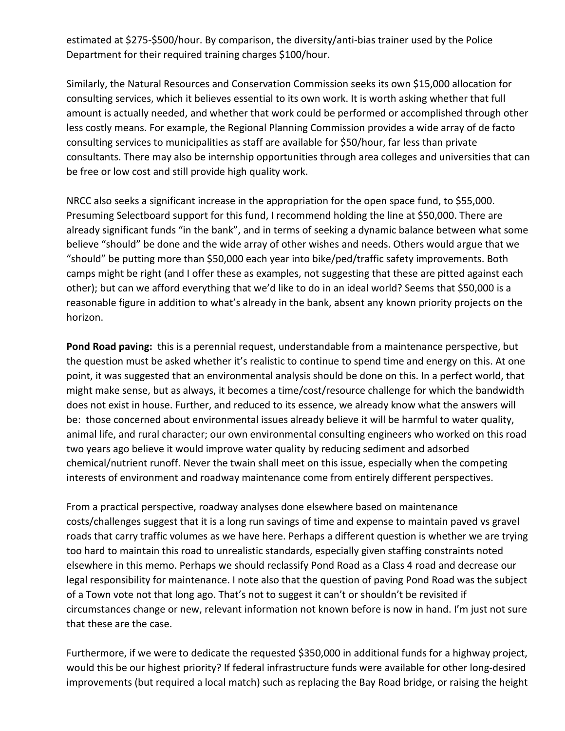estimated at $275-$500/hour. By comparison, the diversity/anti-bias trainer used by the Police Department for their required training charges $100/hour.

Similarly, the Natural Resources and Conservation Commission seeks its own $15,000 allocation for consulting services, which it believes essential to its own work. It is worth asking whether that full amount is actually needed, and whether that work could be performed or accomplished through other less costly means. For example, the Regional Planning Commission provides a wide array of de facto consulting services to municipalities as staff are available for $50/hour, far less than private consultants. There may also be internship opportunities through area colleges and universities that can be free or low cost and still provide high quality work.

NRCC also seeks a significant increase in the appropriation for the open space fund, to $55,000. Presuming Selectboard support for this fund, I recommend holding the line at $50,000. There are already significant funds "in the bank", and in terms of seeking a dynamic balance between what some believe "should" be done and the wide array of other wishes and needs. Others would argue that we "should" be putting more than $50,000 each year into bike/ped/traffic safety improvements. Both camps might be right (and I offer these as examples, not suggesting that these are pitted against each other); but can we afford everything that we'd like to do in an ideal world? Seems that $50,000 is a reasonable figure in addition to what's already in the bank, absent any known priority projects on the horizon.

**Pond Road paving:** this is a perennial request, understandable from a maintenance perspective, but the question must be asked whether it's realistic to continue to spend time and energy on this. At one point, it was suggested that an environmental analysis should be done on this. In a perfect world, that might make sense, but as always, it becomes a time/cost/resource challenge for which the bandwidth does not exist in house. Further, and reduced to its essence, we already know what the answers will be: those concerned about environmental issues already believe it will be harmful to water quality, animal life, and rural character; our own environmental consulting engineers who worked on this road two years ago believe it would improve water quality by reducing sediment and adsorbed chemical/nutrient runoff. Never the twain shall meet on this issue, especially when the competing interests of environment and roadway maintenance come from entirely different perspectives.

From a practical perspective, roadway analyses done elsewhere based on maintenance costs/challenges suggest that it is a long run savings of time and expense to maintain paved vs gravel roads that carry traffic volumes as we have here. Perhaps a different question is whether we are trying too hard to maintain this road to unrealistic standards, especially given staffing constraints noted elsewhere in this memo. Perhaps we should reclassify Pond Road as a Class 4 road and decrease our legal responsibility for maintenance. I note also that the question of paving Pond Road was the subject of a Town vote not that long ago. That's not to suggest it can't or shouldn't be revisited if circumstances change or new, relevant information not known before is now in hand. I'm just not sure that these are the case.

Furthermore, if we were to dedicate the requested $350,000 in additional funds for a highway project, would this be our highest priority? If federal infrastructure funds were available for other long-desired improvements (but required a local match) such as replacing the Bay Road bridge, or raising the height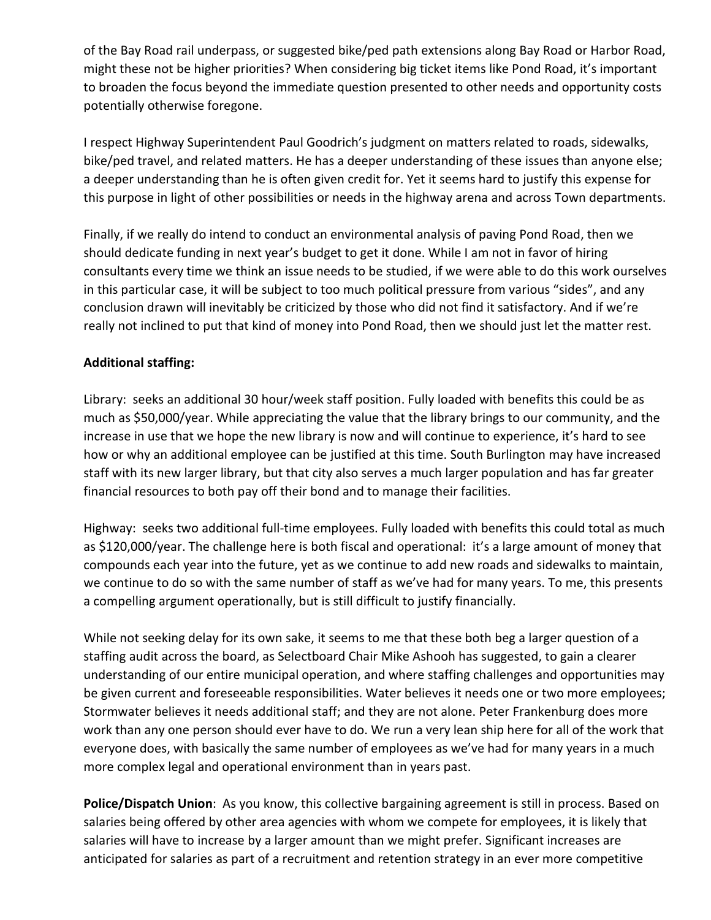of the Bay Road rail underpass, or suggested bike/ped path extensions along Bay Road or Harbor Road, might these not be higher priorities? When considering big ticket items like Pond Road, it's important to broaden the focus beyond the immediate question presented to other needs and opportunity costs potentially otherwise foregone.

I respect Highway Superintendent Paul Goodrich's judgment on matters related to roads, sidewalks, bike/ped travel, and related matters. He has a deeper understanding of these issues than anyone else; a deeper understanding than he is often given credit for. Yet it seems hard to justify this expense for this purpose in light of other possibilities or needs in the highway arena and across Town departments.

Finally, if we really do intend to conduct an environmental analysis of paving Pond Road, then we should dedicate funding in next year's budget to get it done. While I am not in favor of hiring consultants every time we think an issue needs to be studied, if we were able to do this work ourselves in this particular case, it will be subject to too much political pressure from various "sides", and any conclusion drawn will inevitably be criticized by those who did not find it satisfactory. And if we're really not inclined to put that kind of money into Pond Road, then we should just let the matter rest.

**Additional staffing:**

Library: seeks an additional 30 hour/week staff position. Fully loaded with benefits this could be as much as $50,000/year. While appreciating the value that the library brings to our community, and the increase in use that we hope the new library is now and will continue to experience, it's hard to see how or why an additional employee can be justified at this time. South Burlington may have increased staff with its new larger library, but that city also serves a much larger population and has far greater financial resources to both pay off their bond and to manage their facilities.

Highway: seeks two additional full-time employees. Fully loaded with benefits this could total as much as $120,000/year. The challenge here is both fiscal and operational: it's a large amount of money that compounds each year into the future, yet as we continue to add new roads and sidewalks to maintain, we continue to do so with the same number of staff as we've had for many years. To me, this presents a compelling argument operationally, but is still difficult to justify financially.

While not seeking delay for its own sake, it seems to me that these both beg a larger question of a staffing audit across the board, as Selectboard Chair Mike Ashooh has suggested, to gain a clearer understanding of our entire municipal operation, and where staffing challenges and opportunities may be given current and foreseeable responsibilities. Water believes it needs one or two more employees; Stormwater believes it needs additional staff; and they are not alone. Peter Frankenburg does more work than any one person should ever have to do. We run a very lean ship here for all of the work that everyone does, with basically the same number of employees as we've had for many years in a much more complex legal and operational environment than in years past.

**Police/Dispatch Union**: As you know, this collective bargaining agreement is still in process. Based on salaries being offered by other area agencies with whom we compete for employees, it is likely that salaries will have to increase by a larger amount than we might prefer. Significant increases are anticipated for salaries as part of a recruitment and retention strategy in an ever more competitive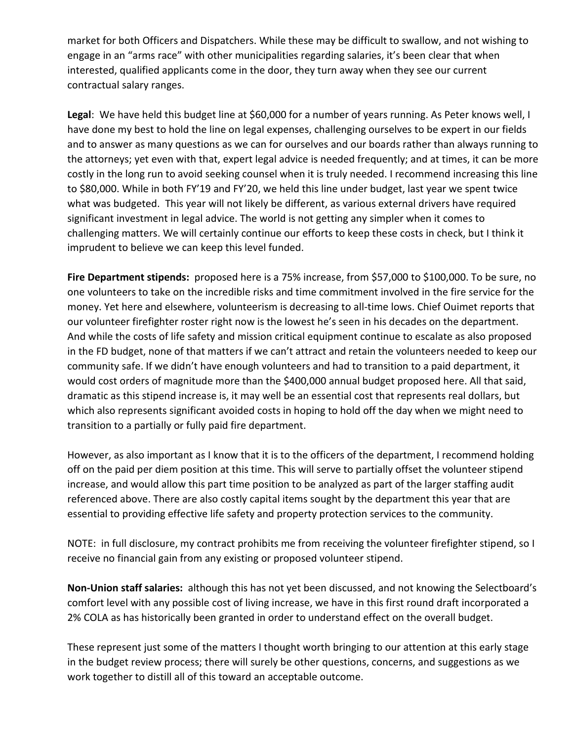market for both Officers and Dispatchers. While these may be difficult to swallow, and not wishing to engage in an "arms race" with other municipalities regarding salaries, it's been clear that when interested, qualified applicants come in the door, they turn away when they see our current contractual salary ranges.

**Legal**: We have held this budget line at $60,000 for a number of years running. As Peter knows well, I have done my best to hold the line on legal expenses, challenging ourselves to be expert in our fields and to answer as many questions as we can for ourselves and our boards rather than always running to the attorneys; yet even with that, expert legal advice is needed frequently; and at times, it can be more costly in the long run to avoid seeking counsel when it is truly needed. I recommend increasing this line to $80,000. While in both FY'19 and FY'20, we held this line under budget, last year we spent twice what was budgeted. This year will not likely be different, as various external drivers have required significant investment in legal advice. The world is not getting any simpler when it comes to challenging matters. We will certainly continue our efforts to keep these costs in check, but I think it imprudent to believe we can keep this level funded.

**Fire Department stipends:** proposed here is a 75% increase, from $57,000 to $100,000. To be sure, no one volunteers to take on the incredible risks and time commitment involved in the fire service for the money. Yet here and elsewhere, volunteerism is decreasing to all-time lows. Chief Ouimet reports that our volunteer firefighter roster right now is the lowest he's seen in his decades on the department. And while the costs of life safety and mission critical equipment continue to escalate as also proposed in the FD budget, none of that matters if we can't attract and retain the volunteers needed to keep our community safe. If we didn't have enough volunteers and had to transition to a paid department, it would cost orders of magnitude more than the $400,000 annual budget proposed here. All that said, dramatic as this stipend increase is, it may well be an essential cost that represents real dollars, but which also represents significant avoided costs in hoping to hold off the day when we might need to transition to a partially or fully paid fire department.

However, as also important as I know that it is to the officers of the department, I recommend holding off on the paid per diem position at this time. This will serve to partially offset the volunteer stipend increase, and would allow this part time position to be analyzed as part of the larger staffing audit referenced above. There are also costly capital items sought by the department this year that are essential to providing effective life safety and property protection services to the community.

NOTE: in full disclosure, my contract prohibits me from receiving the volunteer firefighter stipend, so I receive no financial gain from any existing or proposed volunteer stipend.

**Non-Union staff salaries:** although this has not yet been discussed, and not knowing the Selectboard's comfort level with any possible cost of living increase, we have in this first round draft incorporated a 2% COLA as has historically been granted in order to understand effect on the overall budget.

These represent just some of the matters I thought worth bringing to our attention at this early stage in the budget review process; there will surely be other questions, concerns, and suggestions as we work together to distill all of this toward an acceptable outcome.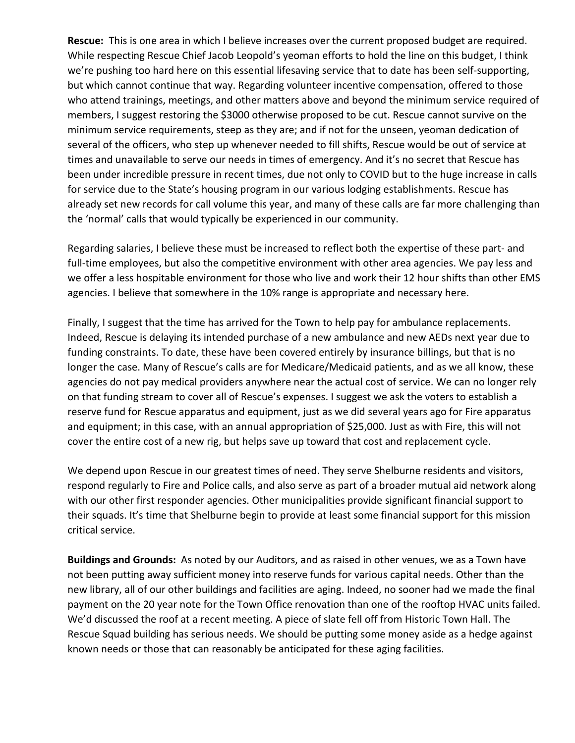**Rescue:** This is one area in which I believe increases over the current proposed budget are required. While respecting Rescue Chief Jacob Leopold's yeoman efforts to hold the line on this budget, I think we're pushing too hard here on this essential lifesaving service that to date has been self-supporting, but which cannot continue that way. Regarding volunteer incentive compensation, offered to those who attend trainings, meetings, and other matters above and beyond the minimum service required of members, I suggest restoring the $3000 otherwise proposed to be cut. Rescue cannot survive on the minimum service requirements, steep as they are; and if not for the unseen, yeoman dedication of several of the officers, who step up whenever needed to fill shifts, Rescue would be out of service at times and unavailable to serve our needs in times of emergency. And it's no secret that Rescue has been under incredible pressure in recent times, due not only to COVID but to the huge increase in calls for service due to the State's housing program in our various lodging establishments. Rescue has already set new records for call volume this year, and many of these calls are far more challenging than the 'normal' calls that would typically be experienced in our community.

Regarding salaries, I believe these must be increased to reflect both the expertise of these part- and full-time employees, but also the competitive environment with other area agencies. We pay less and we offer a less hospitable environment for those who live and work their 12 hour shifts than other EMS agencies. I believe that somewhere in the 10% range is appropriate and necessary here.

Finally, I suggest that the time has arrived for the Town to help pay for ambulance replacements. Indeed, Rescue is delaying its intended purchase of a new ambulance and new AEDs next year due to funding constraints. To date, these have been covered entirely by insurance billings, but that is no longer the case. Many of Rescue's calls are for Medicare/Medicaid patients, and as we all know, these agencies do not pay medical providers anywhere near the actual cost of service. We can no longer rely on that funding stream to cover all of Rescue's expenses. I suggest we ask the voters to establish a reserve fund for Rescue apparatus and equipment, just as we did several years ago for Fire apparatus and equipment; in this case, with an annual appropriation of $25,000. Just as with Fire, this will not cover the entire cost of a new rig, but helps save up toward that cost and replacement cycle.

We depend upon Rescue in our greatest times of need. They serve Shelburne residents and visitors, respond regularly to Fire and Police calls, and also serve as part of a broader mutual aid network along with our other first responder agencies. Other municipalities provide significant financial support to their squads. It's time that Shelburne begin to provide at least some financial support for this mission critical service.

**Buildings and Grounds:** As noted by our Auditors, and as raised in other venues, we as a Town have not been putting away sufficient money into reserve funds for various capital needs. Other than the new library, all of our other buildings and facilities are aging. Indeed, no sooner had we made the final payment on the 20 year note for the Town Office renovation than one of the rooftop HVAC units failed. We'd discussed the roof at a recent meeting. A piece of slate fell off from Historic Town Hall. The Rescue Squad building has serious needs. We should be putting some money aside as a hedge against known needs or those that can reasonably be anticipated for these aging facilities.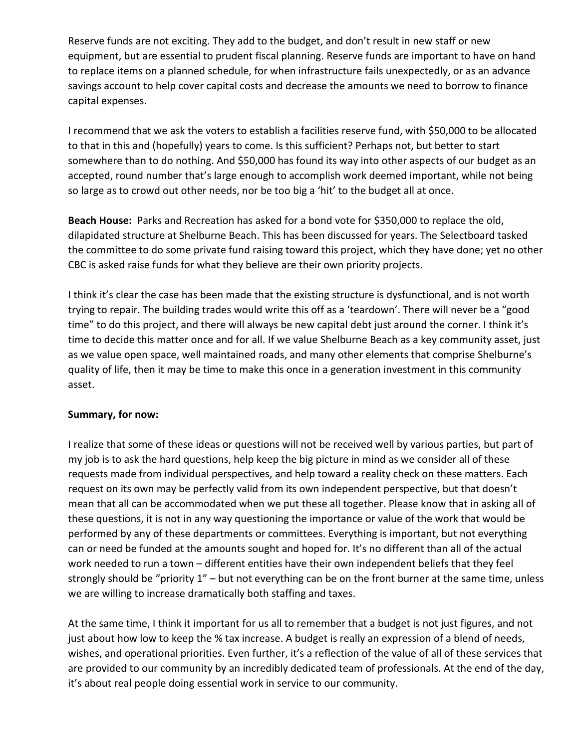Reserve funds are not exciting. They add to the budget, and don't result in new staff or new equipment, but are essential to prudent fiscal planning. Reserve funds are important to have on hand to replace items on a planned schedule, for when infrastructure fails unexpectedly, or as an advance savings account to help cover capital costs and decrease the amounts we need to borrow to finance capital expenses.

I recommend that we ask the voters to establish a facilities reserve fund, with $50,000 to be allocated to that in this and (hopefully) years to come. Is this sufficient? Perhaps not, but better to start somewhere than to do nothing. And $50,000 has found its way into other aspects of our budget as an accepted, round number that's large enough to accomplish work deemed important, while not being so large as to crowd out other needs, nor be too big a 'hit' to the budget all at once.

**Beach House:** Parks and Recreation has asked for a bond vote for $350,000 to replace the old, dilapidated structure at Shelburne Beach. This has been discussed for years. The Selectboard tasked the committee to do some private fund raising toward this project, which they have done; yet no other CBC is asked raise funds for what they believe are their own priority projects.

I think it's clear the case has been made that the existing structure is dysfunctional, and is not worth trying to repair. The building trades would write this off as a 'teardown'. There will never be a "good time" to do this project, and there will always be new capital debt just around the corner. I think it's time to decide this matter once and for all. If we value Shelburne Beach as a key community asset, just as we value open space, well maintained roads, and many other elements that comprise Shelburne's quality of life, then it may be time to make this once in a generation investment in this community asset.

**Summary, for now:**

I realize that some of these ideas or questions will not be received well by various parties, but part of my job is to ask the hard questions, help keep the big picture in mind as we consider all of these requests made from individual perspectives, and help toward a reality check on these matters. Each request on its own may be perfectly valid from its own independent perspective, but that doesn't mean that all can be accommodated when we put these all together. Please know that in asking all of these questions, it is not in any way questioning the importance or value of the work that would be performed by any of these departments or committees. Everything is important, but not everything can or need be funded at the amounts sought and hoped for. It's no different than all of the actual work needed to run a town – different entities have their own independent beliefs that they feel strongly should be "priority 1" – but not everything can be on the front burner at the same time, unless we are willing to increase dramatically both staffing and taxes.

At the same time, I think it important for us all to remember that a budget is not just figures, and not just about how low to keep the % tax increase. A budget is really an expression of a blend of needs, wishes, and operational priorities. Even further, it's a reflection of the value of all of these services that are provided to our community by an incredibly dedicated team of professionals. At the end of the day, it's about real people doing essential work in service to our community.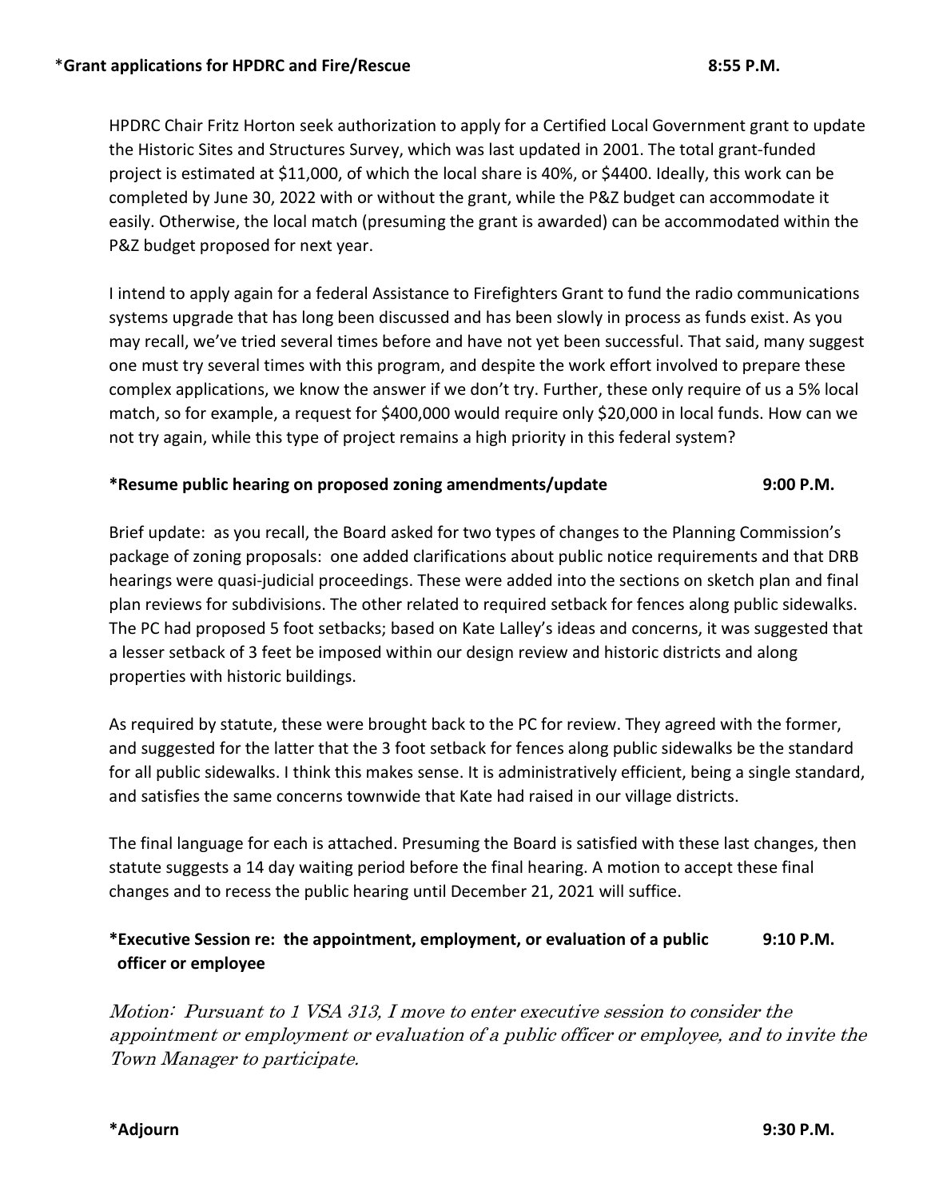**\*Grant applications for HPDRC and Fire/Rescue 8:55 P.M.**

HPDRC Chair Fritz Horton seek authorization to apply for a Certified Local Government grant to update the Historic Sites and Structures Survey, which was last updated in 2001. The total grant-funded project is estimated at $11,000, of which the local share is 40%, or $4400. Ideally, this work can be completed by June 30, 2022 with or without the grant, while the P&Z budget can accommodate it easily. Otherwise, the local match (presuming the grant is awarded) can be accommodated within the P&Z budget proposed for next year.

I intend to apply again for a federal Assistance to Firefighters Grant to fund the radio communications systems upgrade that has long been discussed and has been slowly in process as funds exist. As you may recall, we've tried several times before and have not yet been successful. That said, many suggest one must try several times with this program, and despite the work effort involved to prepare these complex applications, we know the answer if we don't try. Further, these only require of us a 5% local match, so for example, a request for $400,000 would require only $20,000 in local funds. How can we not try again, while this type of project remains a high priority in this federal system?

**\*Resume public hearing on proposed zoning amendments/update 9:00 P.M.**

Brief update: as you recall, the Board asked for two types of changes to the Planning Commission's package of zoning proposals: one added clarifications about public notice requirements and that DRB hearings were quasi-judicial proceedings. These were added into the sections on sketch plan and final plan reviews for subdivisions. The other related to required setback for fences along public sidewalks. The PC had proposed 5 foot setbacks; based on Kate Lalley's ideas and concerns, it was suggested that a lesser setback of 3 feet be imposed within our design review and historic districts and along properties with historic buildings.

As required by statute, these were brought back to the PC for review. They agreed with the former, and suggested for the latter that the 3 foot setback for fences along public sidewalks be the standard for all public sidewalks. I think this makes sense. It is administratively efficient, being a single standard, and satisfies the same concerns townwide that Kate had raised in our village districts.

The final language for each is attached. Presuming the Board is satisfied with these last changes, then statute suggests a 14 day waiting period before the final hearing. A motion to accept these final changes and to recess the public hearing until December 21, 2021 will suffice.

**\*Executive Session re: the appointment, employment, or evaluation of a public officer or employee 9:10 P.M.**

*Motion: Pursuant to 1 VSA 313, I move to enter executive session to consider the appointment or employment or evaluation of a public officer or employee, and to invite the Town Manager to participate.*

**\*Adjourn 9:30 P.M.**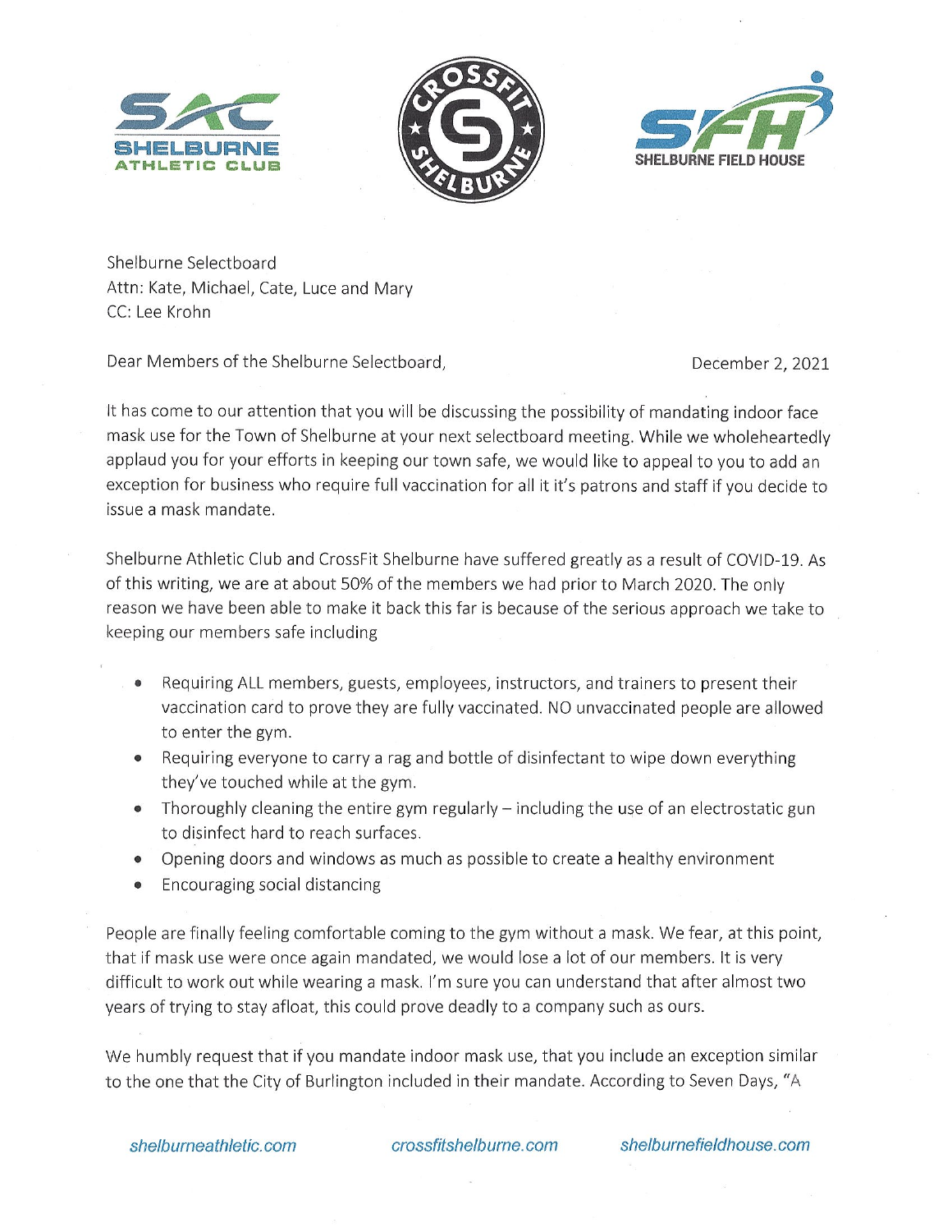SHELBURNE ATHLETIC CLUB

CROSSFIT SHELBURNE

SHELBURNE FIELD HOUSE

Shelburne Selectboard
Attn: Kate, Michael, Cate, Luce and Mary
CC: Lee Krohn

Dear Members of the Shelburne Selectboard,

December 2, 2021

It has come to our attention that you will be discussing the possibility of mandating indoor face mask use for the Town of Shelburne at your next selectboard meeting. While we wholeheartedly applaud you for your efforts in keeping our town safe, we would like to appeal to you to add an exception for business who require full vaccination for all it it's patrons and staff if you decide to issue a mask mandate.

Shelburne Athletic Club and CrossFit Shelburne have suffered greatly as a result of COVID-19. As of this writing, we are at about 50% of the members we had prior to March 2020. The only reason we have been able to make it back this far is because of the serious approach we take to keeping our members safe including

- Requiring ALL members, guests, employees, instructors, and trainers to present their vaccination card to prove they are fully vaccinated. NO unvaccinated people are allowed to enter the gym.
- Requiring everyone to carry a rag and bottle of disinfectant to wipe down everything they've touched while at the gym.
- Thoroughly cleaning the entire gym regularly – including the use of an electrostatic gun to disinfect hard to reach surfaces.
- Opening doors and windows as much as possible to create a healthy environment
- Encouraging social distancing

People are finally feeling comfortable coming to the gym without a mask. We fear, at this point, that if mask use were once again mandated, we would lose a lot of our members. It is very difficult to work out while wearing a mask. I'm sure you can understand that after almost two years of trying to stay afloat, this could prove deadly to a company such as ours.

We humbly request that if you mandate indoor mask use, that you include an exception similar to the one that the City of Burlington included in their mandate. According to Seven Days, "A

shelburneathletic.com crossfitshelburne.com shelburnefieldhouse.com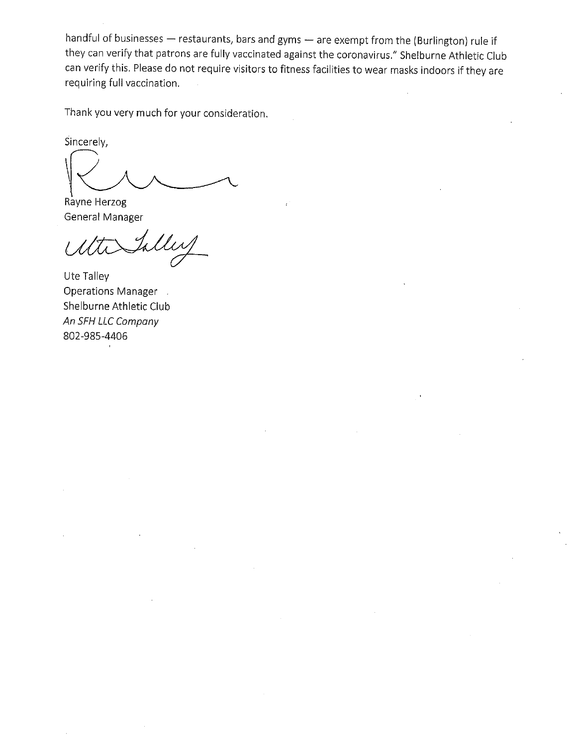handful of businesses — restaurants, bars and gyms — are exempt from the (Burlington) rule if they can verify that patrons are fully vaccinated against the coronavirus." Shelburne Athletic Club can verify this. Please do not require visitors to fitness facilities to wear masks indoors if they are requiring full vaccination.

Thank you very much for your consideration.

Sincerely,

Rayne Herzog
General Manager

Ute Talley
Operations Manager
Shelburne Athletic Club
*An SFH LLC Company*
802-985-4406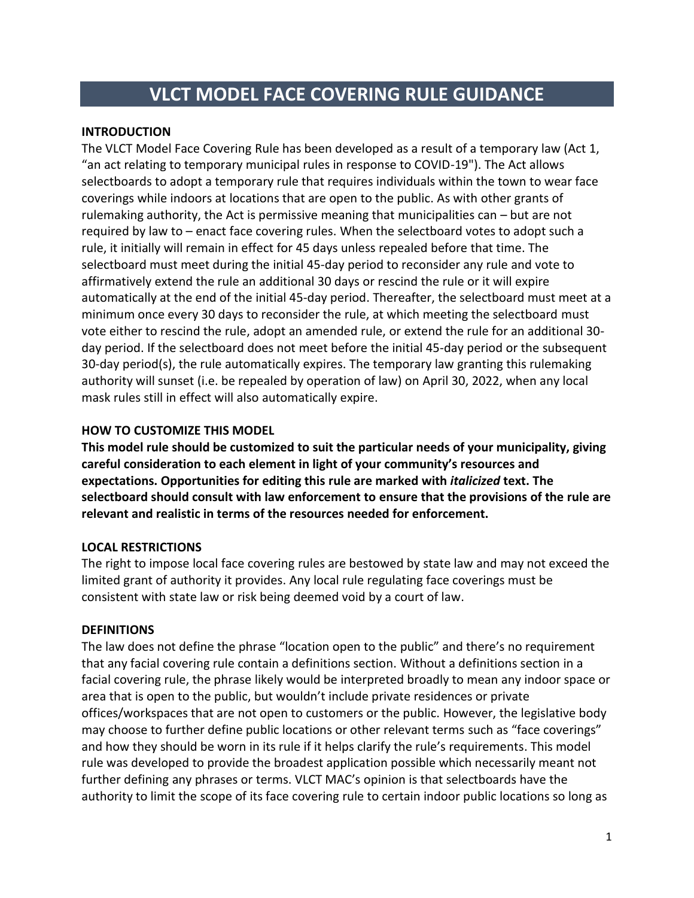# VLCT MODEL FACE COVERING RULE GUIDANCE

**INTRODUCTION**

The VLCT Model Face Covering Rule has been developed as a result of a temporary law (Act 1, "an act relating to temporary municipal rules in response to COVID-19"). The Act allows selectboards to adopt a temporary rule that requires individuals within the town to wear face coverings while indoors at locations that are open to the public. As with other grants of rulemaking authority, the Act is permissive meaning that municipalities can – but are not required by law to – enact face covering rules. When the selectboard votes to adopt such a rule, it initially will remain in effect for 45 days unless repealed before that time. The selectboard must meet during the initial 45-day period to reconsider any rule and vote to affirmatively extend the rule an additional 30 days or rescind the rule or it will expire automatically at the end of the initial 45-day period. Thereafter, the selectboard must meet at a minimum once every 30 days to reconsider the rule, at which meeting the selectboard must vote either to rescind the rule, adopt an amended rule, or extend the rule for an additional 30-day period. If the selectboard does not meet before the initial 45-day period or the subsequent 30-day period(s), the rule automatically expires. The temporary law granting this rulemaking authority will sunset (i.e. be repealed by operation of law) on April 30, 2022, when any local mask rules still in effect will also automatically expire.

**HOW TO CUSTOMIZE THIS MODEL**

**This model rule should be customized to suit the particular needs of your municipality, giving careful consideration to each element in light of your community's resources and expectations. Opportunities for editing this rule are marked with *italicized* text. The selectboard should consult with law enforcement to ensure that the provisions of the rule are relevant and realistic in terms of the resources needed for enforcement.**

**LOCAL RESTRICTIONS**

The right to impose local face covering rules are bestowed by state law and may not exceed the limited grant of authority it provides. Any local rule regulating face coverings must be consistent with state law or risk being deemed void by a court of law.

**DEFINITIONS**

The law does not define the phrase "location open to the public" and there's no requirement that any facial covering rule contain a definitions section. Without a definitions section in a facial covering rule, the phrase likely would be interpreted broadly to mean any indoor space or area that is open to the public, but wouldn't include private residences or private offices/workspaces that are not open to customers or the public. However, the legislative body may choose to further define public locations or other relevant terms such as "face coverings" and how they should be worn in its rule if it helps clarify the rule's requirements. This model rule was developed to provide the broadest application possible which necessarily meant not further defining any phrases or terms. VLCT MAC's opinion is that selectboards have the authority to limit the scope of its face covering rule to certain indoor public locations so long as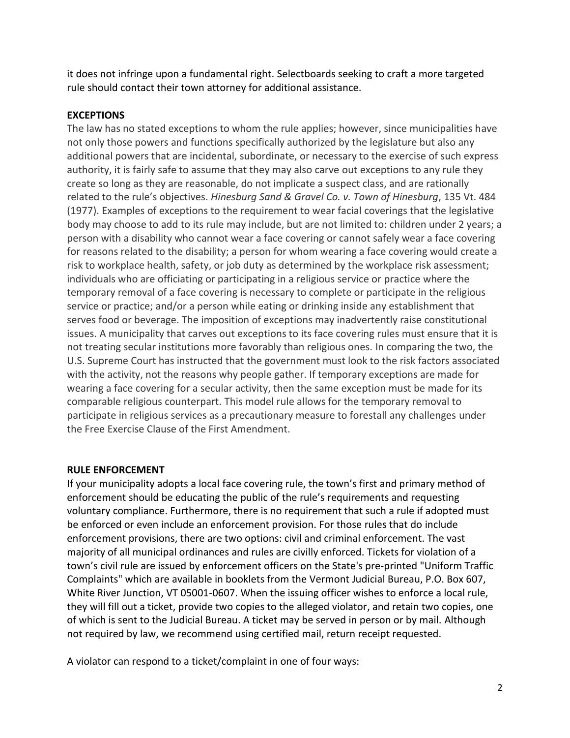it does not infringe upon a fundamental right. Selectboards seeking to craft a more targeted rule should contact their town attorney for additional assistance.

**EXCEPTIONS**

The law has no stated exceptions to whom the rule applies; however, since municipalities have not only those powers and functions specifically authorized by the legislature but also any additional powers that are incidental, subordinate, or necessary to the exercise of such express authority, it is fairly safe to assume that they may also carve out exceptions to any rule they create so long as they are reasonable, do not implicate a suspect class, and are rationally related to the rule's objectives. *Hinesburg Sand & Gravel Co. v. Town of Hinesburg*, 135 Vt. 484 (1977). Examples of exceptions to the requirement to wear facial coverings that the legislative body may choose to add to its rule may include, but are not limited to: children under 2 years; a person with a disability who cannot wear a face covering or cannot safely wear a face covering for reasons related to the disability; a person for whom wearing a face covering would create a risk to workplace health, safety, or job duty as determined by the workplace risk assessment; individuals who are officiating or participating in a religious service or practice where the temporary removal of a face covering is necessary to complete or participate in the religious service or practice; and/or a person while eating or drinking inside any establishment that serves food or beverage. The imposition of exceptions may inadvertently raise constitutional issues. A municipality that carves out exceptions to its face covering rules must ensure that it is not treating secular institutions more favorably than religious ones. In comparing the two, the U.S. Supreme Court has instructed that the government must look to the risk factors associated with the activity, not the reasons why people gather. If temporary exceptions are made for wearing a face covering for a secular activity, then the same exception must be made for its comparable religious counterpart. This model rule allows for the temporary removal to participate in religious services as a precautionary measure to forestall any challenges under the Free Exercise Clause of the First Amendment.

**RULE ENFORCEMENT**

If your municipality adopts a local face covering rule, the town's first and primary method of enforcement should be educating the public of the rule's requirements and requesting voluntary compliance. Furthermore, there is no requirement that such a rule if adopted must be enforced or even include an enforcement provision. For those rules that do include enforcement provisions, there are two options: civil and criminal enforcement. The vast majority of all municipal ordinances and rules are civilly enforced. Tickets for violation of a town's civil rule are issued by enforcement officers on the State's pre-printed "Uniform Traffic Complaints" which are available in booklets from the Vermont Judicial Bureau, P.O. Box 607, White River Junction, VT 05001-0607. When the issuing officer wishes to enforce a local rule, they will fill out a ticket, provide two copies to the alleged violator, and retain two copies, one of which is sent to the Judicial Bureau. A ticket may be served in person or by mail. Although not required by law, we recommend using certified mail, return receipt requested.

A violator can respond to a ticket/complaint in one of four ways: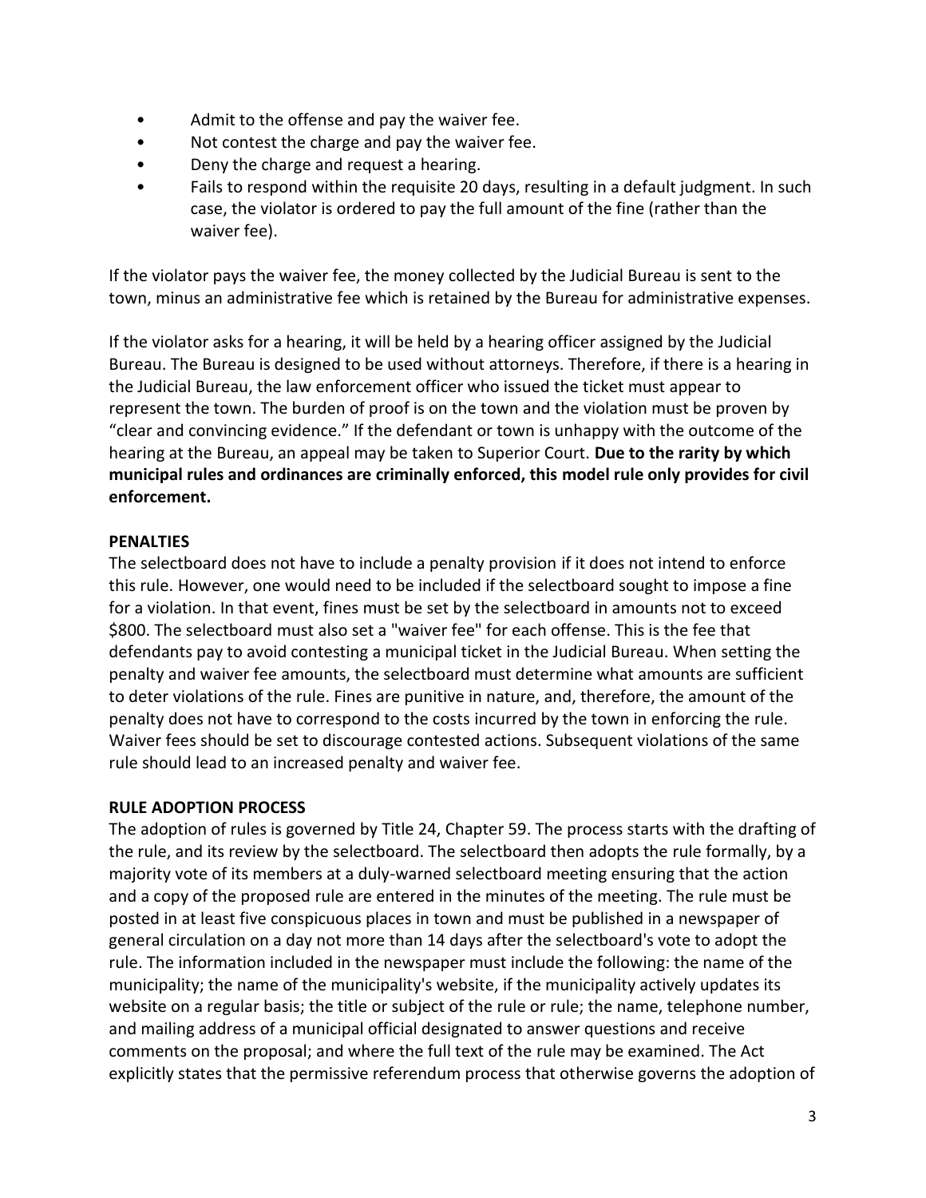- Admit to the offense and pay the waiver fee.
- Not contest the charge and pay the waiver fee.
- Deny the charge and request a hearing.
- Fails to respond within the requisite 20 days, resulting in a default judgment. In such case, the violator is ordered to pay the full amount of the fine (rather than the waiver fee).

If the violator pays the waiver fee, the money collected by the Judicial Bureau is sent to the town, minus an administrative fee which is retained by the Bureau for administrative expenses.

If the violator asks for a hearing, it will be held by a hearing officer assigned by the Judicial Bureau. The Bureau is designed to be used without attorneys. Therefore, if there is a hearing in the Judicial Bureau, the law enforcement officer who issued the ticket must appear to represent the town. The burden of proof is on the town and the violation must be proven by "clear and convincing evidence." If the defendant or town is unhappy with the outcome of the hearing at the Bureau, an appeal may be taken to Superior Court. **Due to the rarity by which municipal rules and ordinances are criminally enforced, this model rule only provides for civil enforcement.**

**PENALTIES**

The selectboard does not have to include a penalty provision if it does not intend to enforce this rule. However, one would need to be included if the selectboard sought to impose a fine for a violation. In that event, fines must be set by the selectboard in amounts not to exceed $800. The selectboard must also set a "waiver fee" for each offense. This is the fee that defendants pay to avoid contesting a municipal ticket in the Judicial Bureau. When setting the penalty and waiver fee amounts, the selectboard must determine what amounts are sufficient to deter violations of the rule. Fines are punitive in nature, and, therefore, the amount of the penalty does not have to correspond to the costs incurred by the town in enforcing the rule. Waiver fees should be set to discourage contested actions. Subsequent violations of the same rule should lead to an increased penalty and waiver fee.

**RULE ADOPTION PROCESS**

The adoption of rules is governed by Title 24, Chapter 59. The process starts with the drafting of the rule, and its review by the selectboard. The selectboard then adopts the rule formally, by a majority vote of its members at a duly-warned selectboard meeting ensuring that the action and a copy of the proposed rule are entered in the minutes of the meeting. The rule must be posted in at least five conspicuous places in town and must be published in a newspaper of general circulation on a day not more than 14 days after the selectboard's vote to adopt the rule. The information included in the newspaper must include the following: the name of the municipality; the name of the municipality's website, if the municipality actively updates its website on a regular basis; the title or subject of the rule or rule; the name, telephone number, and mailing address of a municipal official designated to answer questions and receive comments on the proposal; and where the full text of the rule may be examined. The Act explicitly states that the permissive referendum process that otherwise governs the adoption of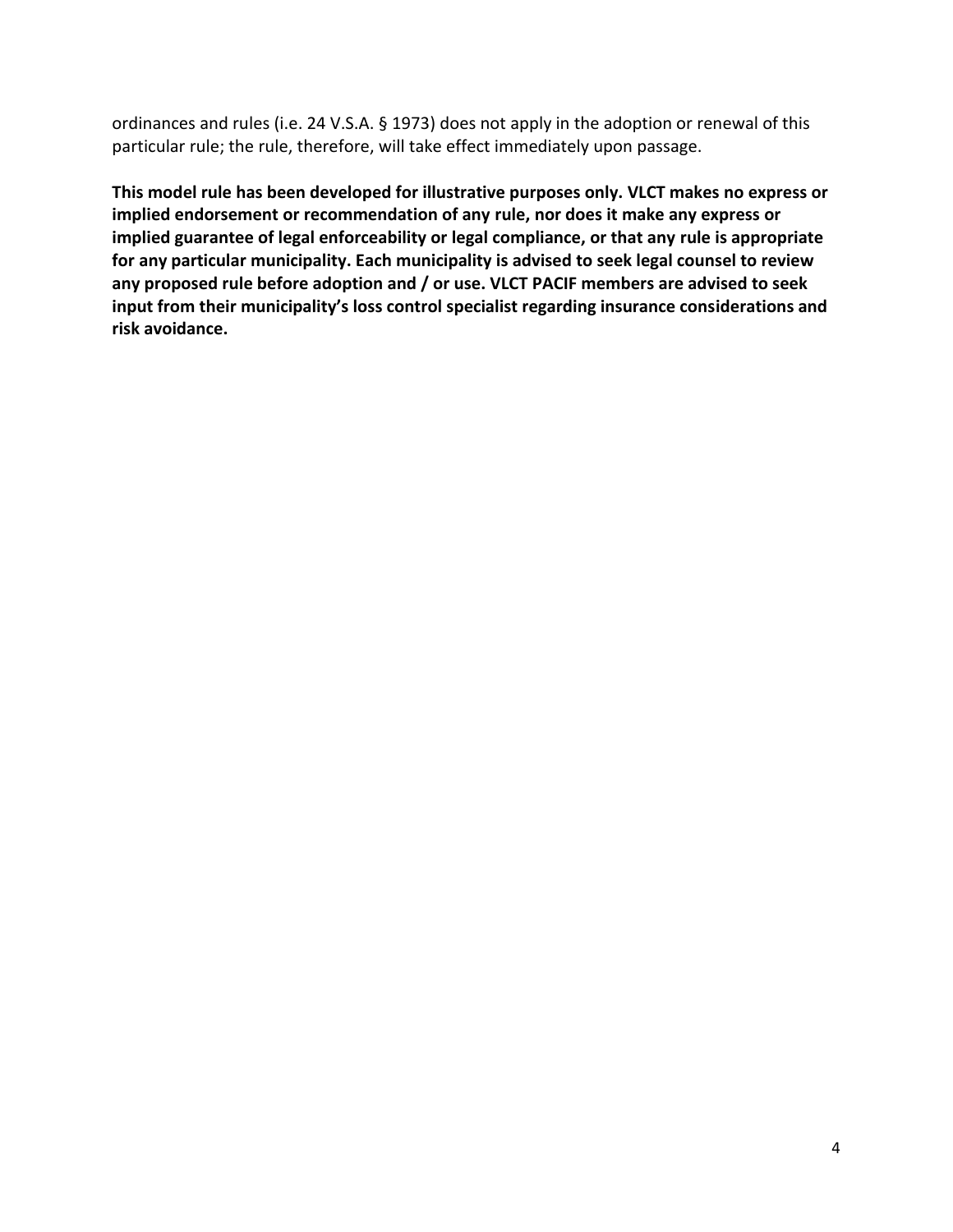ordinances and rules (i.e. 24 V.S.A. § 1973) does not apply in the adoption or renewal of this particular rule; the rule, therefore, will take effect immediately upon passage.

**This model rule has been developed for illustrative purposes only. VLCT makes no express or implied endorsement or recommendation of any rule, nor does it make any express or implied guarantee of legal enforceability or legal compliance, or that any rule is appropriate for any particular municipality. Each municipality is advised to seek legal counsel to review any proposed rule before adoption and / or use. VLCT PACIF members are advised to seek input from their municipality's loss control specialist regarding insurance considerations and risk avoidance.**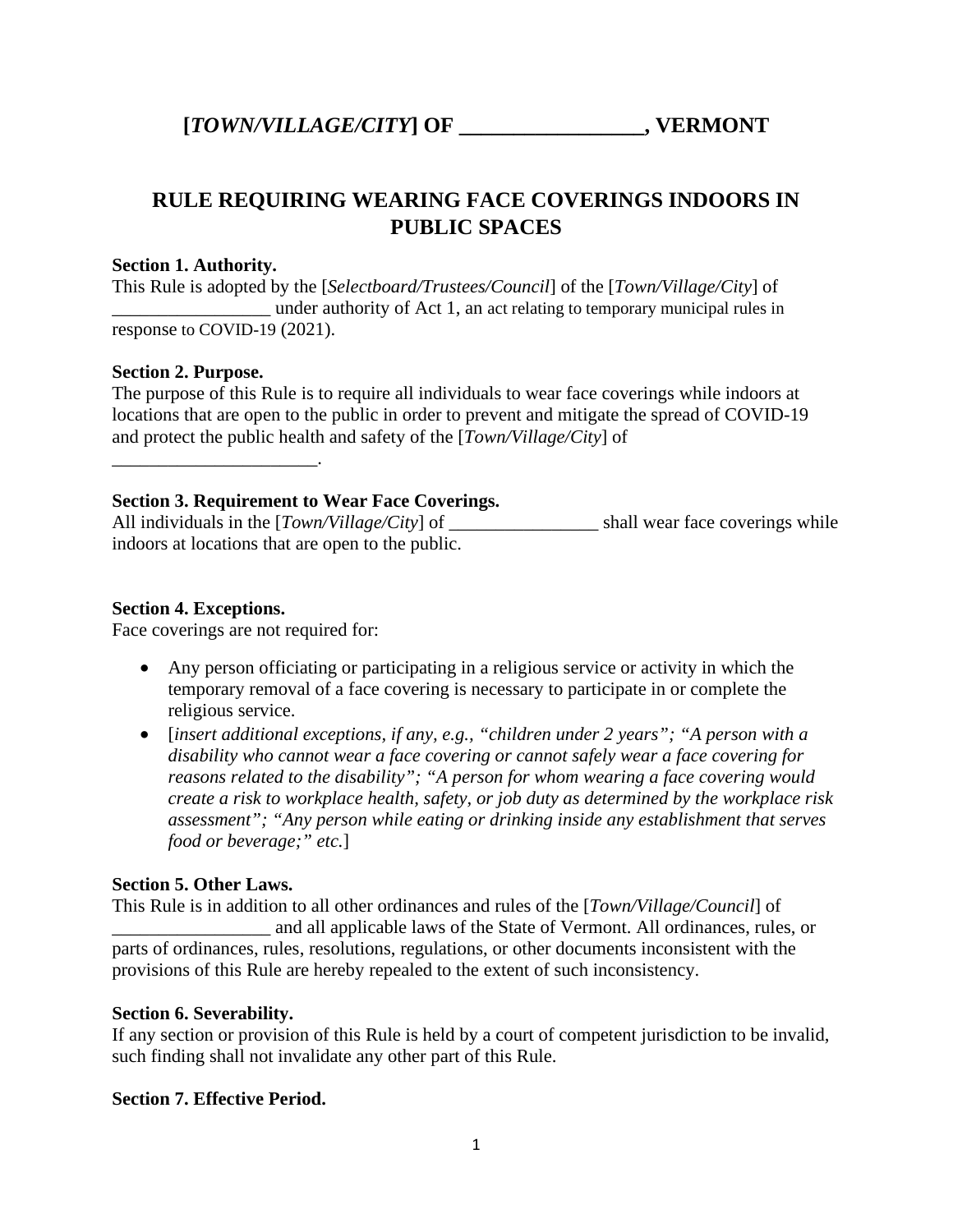# [*TOWN/VILLAGE/CITY*] OF _________________, VERMONT

## RULE REQUIRING WEARING FACE COVERINGS INDOORS IN PUBLIC SPACES

**Section 1. Authority.**
This Rule is adopted by the [*Selectboard/Trustees/Council*] of the [*Town/Village/City*] of _________________ under authority of Act 1, an act relating to temporary municipal rules in response to COVID-19 (2021).

**Section 2. Purpose.**
The purpose of this Rule is to require all individuals to wear face coverings while indoors at locations that are open to the public in order to prevent and mitigate the spread of COVID-19 and protect the public health and safety of the [*Town/Village/City*] of ______________________.

**Section 3. Requirement to Wear Face Coverings.**
All individuals in the [*Town/Village/City*] of ________________ shall wear face coverings while indoors at locations that are open to the public.

**Section 4. Exceptions.**
Face coverings are not required for:

- Any person officiating or participating in a religious service or activity in which the temporary removal of a face covering is necessary to participate in or complete the religious service.
- [*insert additional exceptions, if any, e.g., "children under 2 years"; "A person with a disability who cannot wear a face covering or cannot safely wear a face covering for reasons related to the disability"; "A person for whom wearing a face covering would create a risk to workplace health, safety, or job duty as determined by the workplace risk assessment"; "Any person while eating or drinking inside any establishment that serves food or beverage;" etc.*]

**Section 5. Other Laws.**
This Rule is in addition to all other ordinances and rules of the [*Town/Village/Council*] of _________________ and all applicable laws of the State of Vermont. All ordinances, rules, or parts of ordinances, rules, resolutions, regulations, or other documents inconsistent with the provisions of this Rule are hereby repealed to the extent of such inconsistency.

**Section 6. Severability.**
If any section or provision of this Rule is held by a court of competent jurisdiction to be invalid, such finding shall not invalidate any other part of this Rule.

**Section 7. Effective Period.**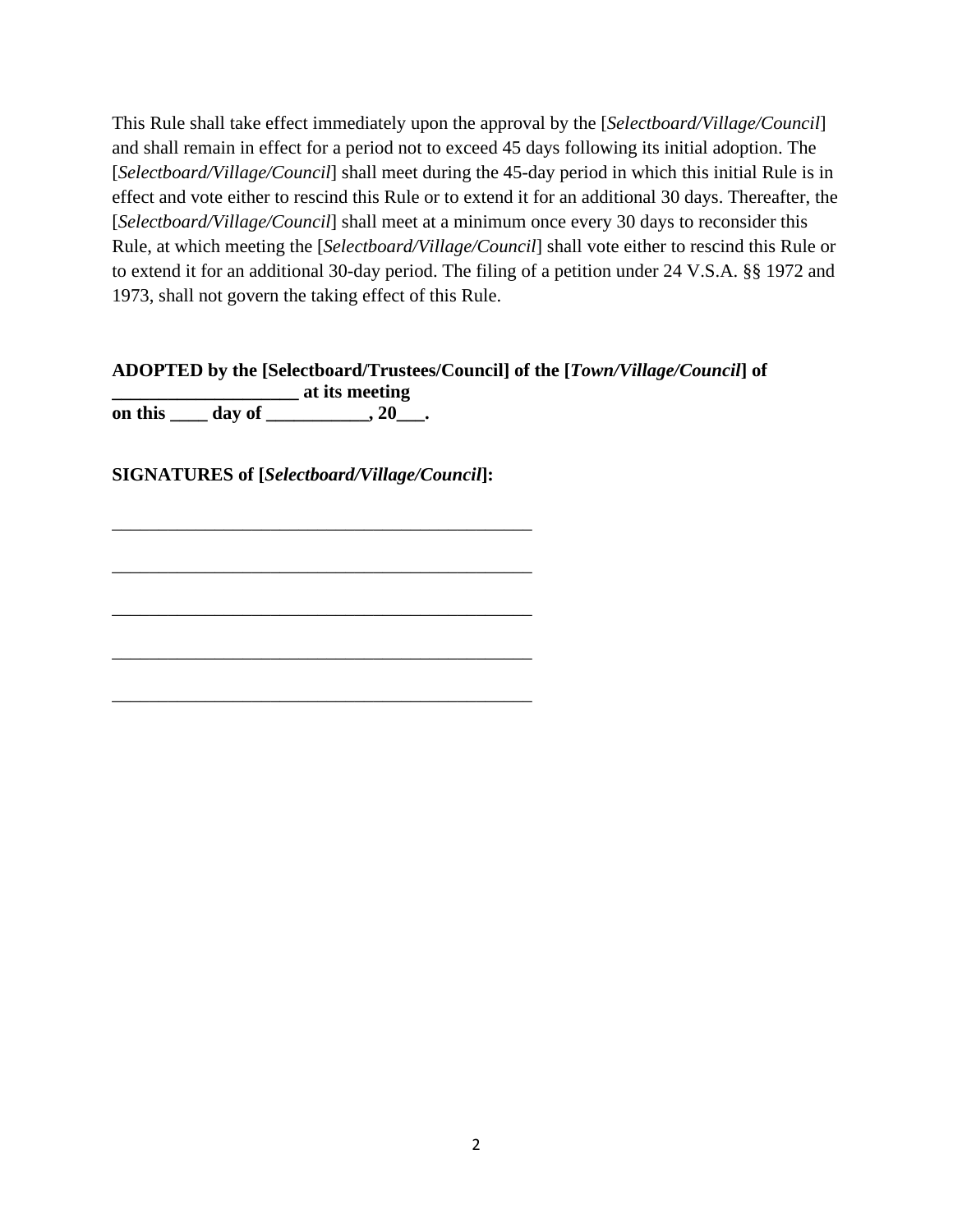This Rule shall take effect immediately upon the approval by the [*Selectboard/Village/Council*] and shall remain in effect for a period not to exceed 45 days following its initial adoption. The [*Selectboard/Village/Council*] shall meet during the 45-day period in which this initial Rule is in effect and vote either to rescind this Rule or to extend it for an additional 30 days. Thereafter, the [*Selectboard/Village/Council*] shall meet at a minimum once every 30 days to reconsider this Rule, at which meeting the [*Selectboard/Village/Council*] shall vote either to rescind this Rule or to extend it for an additional 30-day period. The filing of a petition under 24 V.S.A. §§ 1972 and 1973, shall not govern the taking effect of this Rule.

**ADOPTED by the [Selectboard/Trustees/Council] of the [*Town/Village/Council*] of ____________________ at its meeting on this ____ day of ___________, 20___.**

**SIGNATURES of [*Selectboard/Village/Council*]:**

_______________________________________________

_______________________________________________

_______________________________________________

_______________________________________________

_______________________________________________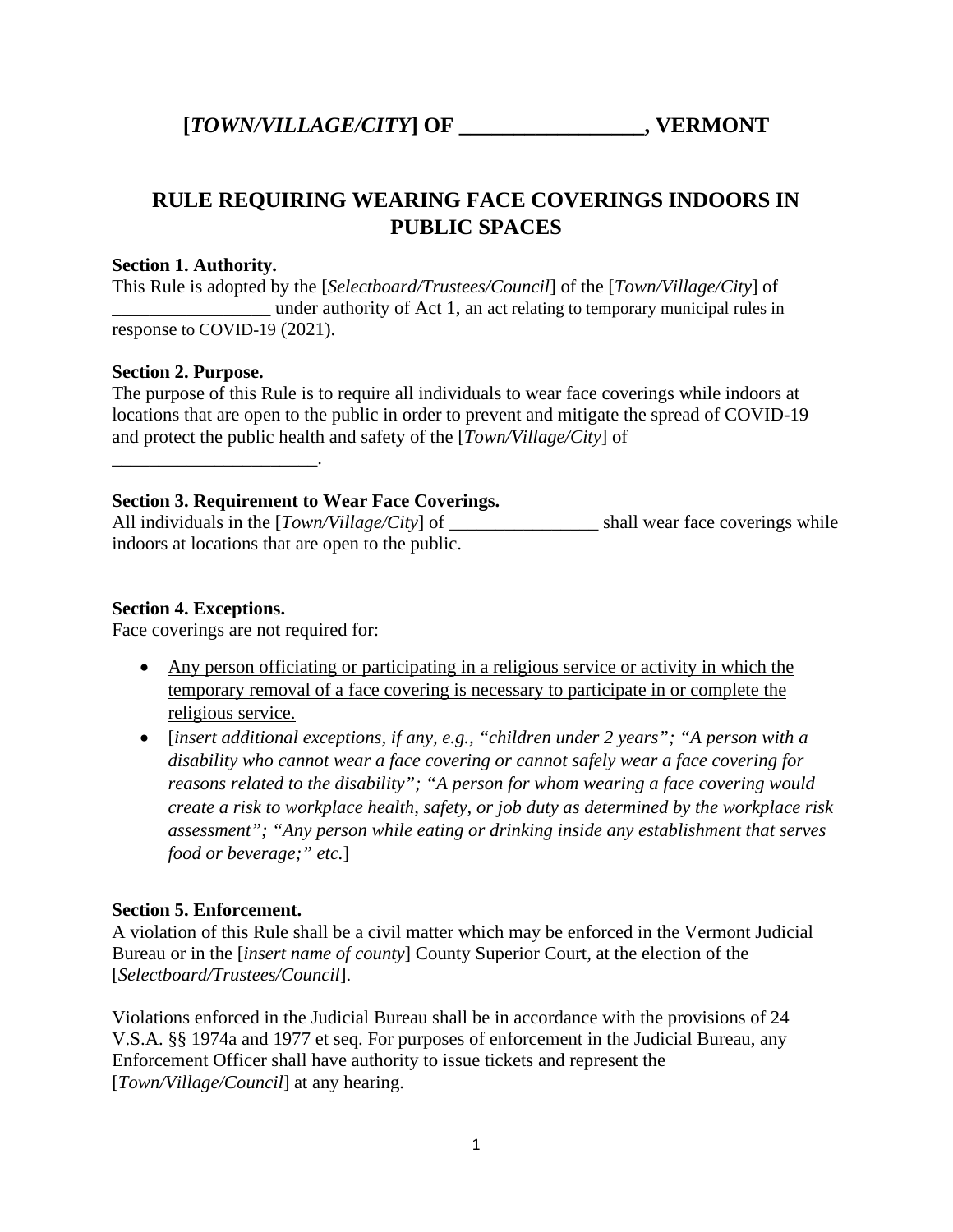# [*TOWN/VILLAGE/CITY*] OF _________________, VERMONT

## RULE REQUIRING WEARING FACE COVERINGS INDOORS IN PUBLIC SPACES

**Section 1. Authority.**
This Rule is adopted by the [*Selectboard/Trustees/Council*] of the [*Town/Village/City*] of _________________ under authority of Act 1, an act relating to temporary municipal rules in response to COVID-19 (2021).

**Section 2. Purpose.**
The purpose of this Rule is to require all individuals to wear face coverings while indoors at locations that are open to the public in order to prevent and mitigate the spread of COVID-19 and protect the public health and safety of the [*Town/Village/City*] of ______________________.

**Section 3. Requirement to Wear Face Coverings.**
All individuals in the [*Town/Village/City*] of ________________ shall wear face coverings while indoors at locations that are open to the public.

**Section 4. Exceptions.**
Face coverings are not required for:

- <u>Any person officiating or participating in a religious service or activity in which the temporary removal of a face covering is necessary to participate in or complete the religious service.</u>
- [*insert additional exceptions, if any, e.g., "children under 2 years"; "A person with a disability who cannot wear a face covering or cannot safely wear a face covering for reasons related to the disability"; "A person for whom wearing a face covering would create a risk to workplace health, safety, or job duty as determined by the workplace risk assessment"; "Any person while eating or drinking inside any establishment that serves food or beverage;" etc.*]

**Section 5. Enforcement.**
A violation of this Rule shall be a civil matter which may be enforced in the Vermont Judicial Bureau or in the [*insert name of county*] County Superior Court, at the election of the [*Selectboard/Trustees/Council*].

Violations enforced in the Judicial Bureau shall be in accordance with the provisions of 24 V.S.A. §§ 1974a and 1977 et seq. For purposes of enforcement in the Judicial Bureau, any Enforcement Officer shall have authority to issue tickets and represent the [*Town/Village/Council*] at any hearing.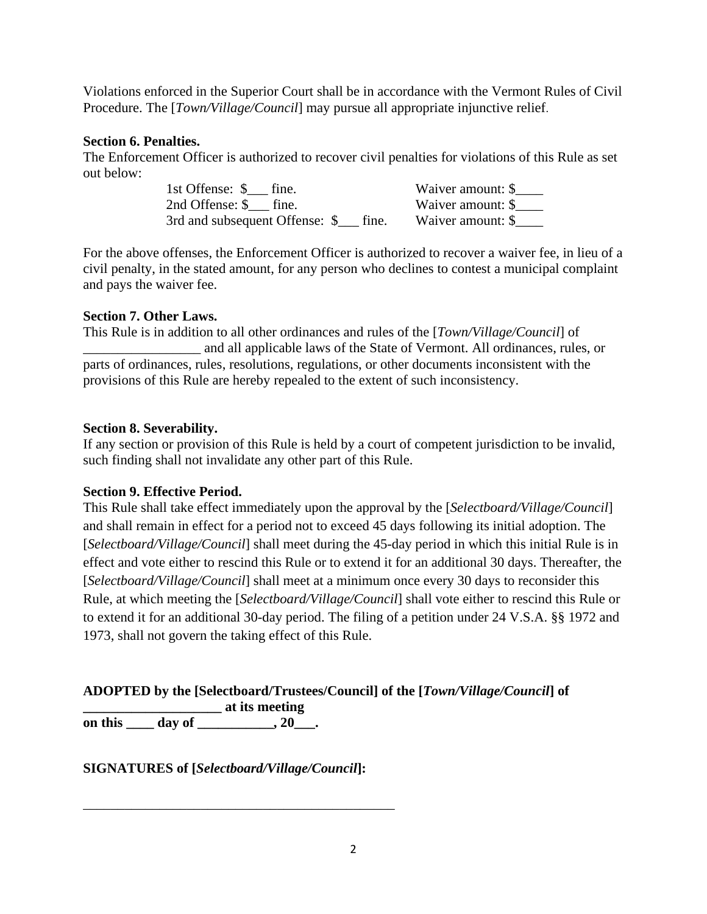Violations enforced in the Superior Court shall be in accordance with the Vermont Rules of Civil Procedure. The [*Town/Village/Council*] may pursue all appropriate injunctive relief.

**Section 6. Penalties.**
The Enforcement Officer is authorized to recover civil penalties for violations of this Rule as set out below:

| | |
|---|---|
| 1st Offense: $___ fine. | Waiver amount: $____ |
| 2nd Offense: $___ fine. | Waiver amount: $____ |
| 3rd and subsequent Offense: $___ fine. | Waiver amount: $____ |

For the above offenses, the Enforcement Officer is authorized to recover a waiver fee, in lieu of a civil penalty, in the stated amount, for any person who declines to contest a municipal complaint and pays the waiver fee.

**Section 7. Other Laws.**
This Rule is in addition to all other ordinances and rules of the [*Town/Village/Council*] of _________________ and all applicable laws of the State of Vermont. All ordinances, rules, or parts of ordinances, rules, resolutions, regulations, or other documents inconsistent with the provisions of this Rule are hereby repealed to the extent of such inconsistency.

**Section 8. Severability.**
If any section or provision of this Rule is held by a court of competent jurisdiction to be invalid, such finding shall not invalidate any other part of this Rule.

**Section 9. Effective Period.**
This Rule shall take effect immediately upon the approval by the [*Selectboard/Village/Council*] and shall remain in effect for a period not to exceed 45 days following its initial adoption. The [*Selectboard/Village/Council*] shall meet during the 45-day period in which this initial Rule is in effect and vote either to rescind this Rule or to extend it for an additional 30 days. Thereafter, the [*Selectboard/Village/Council*] shall meet at a minimum once every 30 days to reconsider this Rule, at which meeting the [*Selectboard/Village/Council*] shall vote either to rescind this Rule or to extend it for an additional 30-day period. The filing of a petition under 24 V.S.A. §§ 1972 and 1973, shall not govern the taking effect of this Rule.

**ADOPTED by the [Selectboard/Trustees/Council] of the [*Town/Village/Council*] of ____________________ at its meeting on this ____ day of ___________, 20___.**

**SIGNATURES of [*Selectboard/Village/Council*]:**

______________________________________________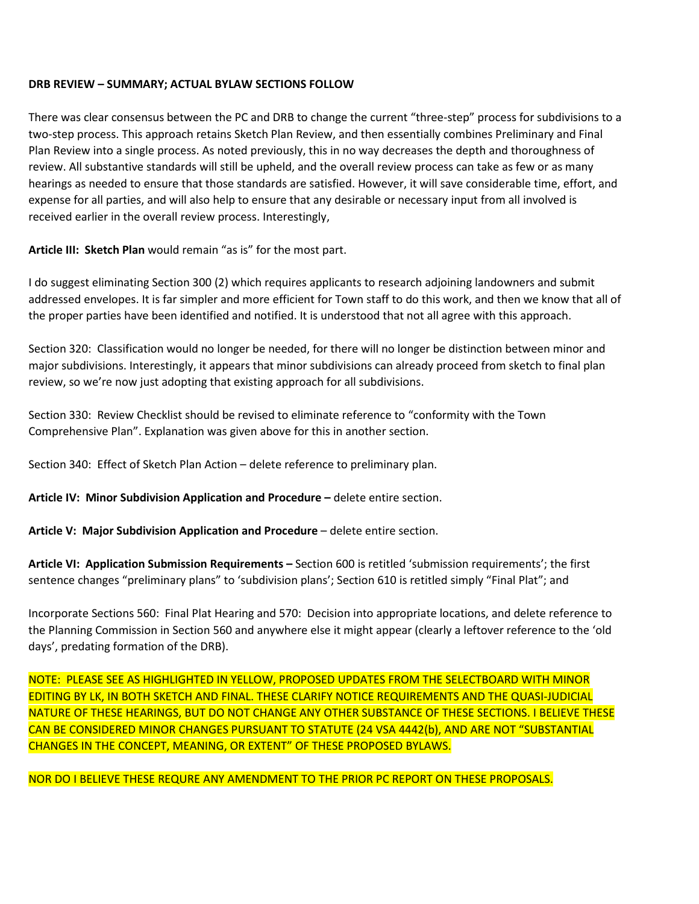**DRB REVIEW – SUMMARY; ACTUAL BYLAW SECTIONS FOLLOW**

There was clear consensus between the PC and DRB to change the current "three-step" process for subdivisions to a two-step process. This approach retains Sketch Plan Review, and then essentially combines Preliminary and Final Plan Review into a single process. As noted previously, this in no way decreases the depth and thoroughness of review. All substantive standards will still be upheld, and the overall review process can take as few or as many hearings as needed to ensure that those standards are satisfied. However, it will save considerable time, effort, and expense for all parties, and will also help to ensure that any desirable or necessary input from all involved is received earlier in the overall review process. Interestingly,

**Article III: Sketch Plan** would remain "as is" for the most part.

I do suggest eliminating Section 300 (2) which requires applicants to research adjoining landowners and submit addressed envelopes. It is far simpler and more efficient for Town staff to do this work, and then we know that all of the proper parties have been identified and notified. It is understood that not all agree with this approach.

Section 320: Classification would no longer be needed, for there will no longer be distinction between minor and major subdivisions. Interestingly, it appears that minor subdivisions can already proceed from sketch to final plan review, so we're now just adopting that existing approach for all subdivisions.

Section 330: Review Checklist should be revised to eliminate reference to "conformity with the Town Comprehensive Plan". Explanation was given above for this in another section.

Section 340: Effect of Sketch Plan Action – delete reference to preliminary plan.

**Article IV: Minor Subdivision Application and Procedure –** delete entire section.

**Article V: Major Subdivision Application and Procedure** – delete entire section.

**Article VI: Application Submission Requirements –** Section 600 is retitled 'submission requirements'; the first sentence changes "preliminary plans" to 'subdivision plans'; Section 610 is retitled simply "Final Plat"; and

Incorporate Sections 560: Final Plat Hearing and 570: Decision into appropriate locations, and delete reference to the Planning Commission in Section 560 and anywhere else it might appear (clearly a leftover reference to the 'old days', predating formation of the DRB).

NOTE: PLEASE SEE AS HIGHLIGHTED IN YELLOW, PROPOSED UPDATES FROM THE SELECTBOARD WITH MINOR EDITING BY LK, IN BOTH SKETCH AND FINAL. THESE CLARIFY NOTICE REQUIREMENTS AND THE QUASI-JUDICIAL NATURE OF THESE HEARINGS, BUT DO NOT CHANGE ANY OTHER SUBSTANCE OF THESE SECTIONS. I BELIEVE THESE CAN BE CONSIDERED MINOR CHANGES PURSUANT TO STATUTE (24 VSA 4442(b), AND ARE NOT "SUBSTANTIAL CHANGES IN THE CONCEPT, MEANING, OR EXTENT" OF THESE PROPOSED BYLAWS.

NOR DO I BELIEVE THESE REQURE ANY AMENDMENT TO THE PRIOR PC REPORT ON THESE PROPOSALS.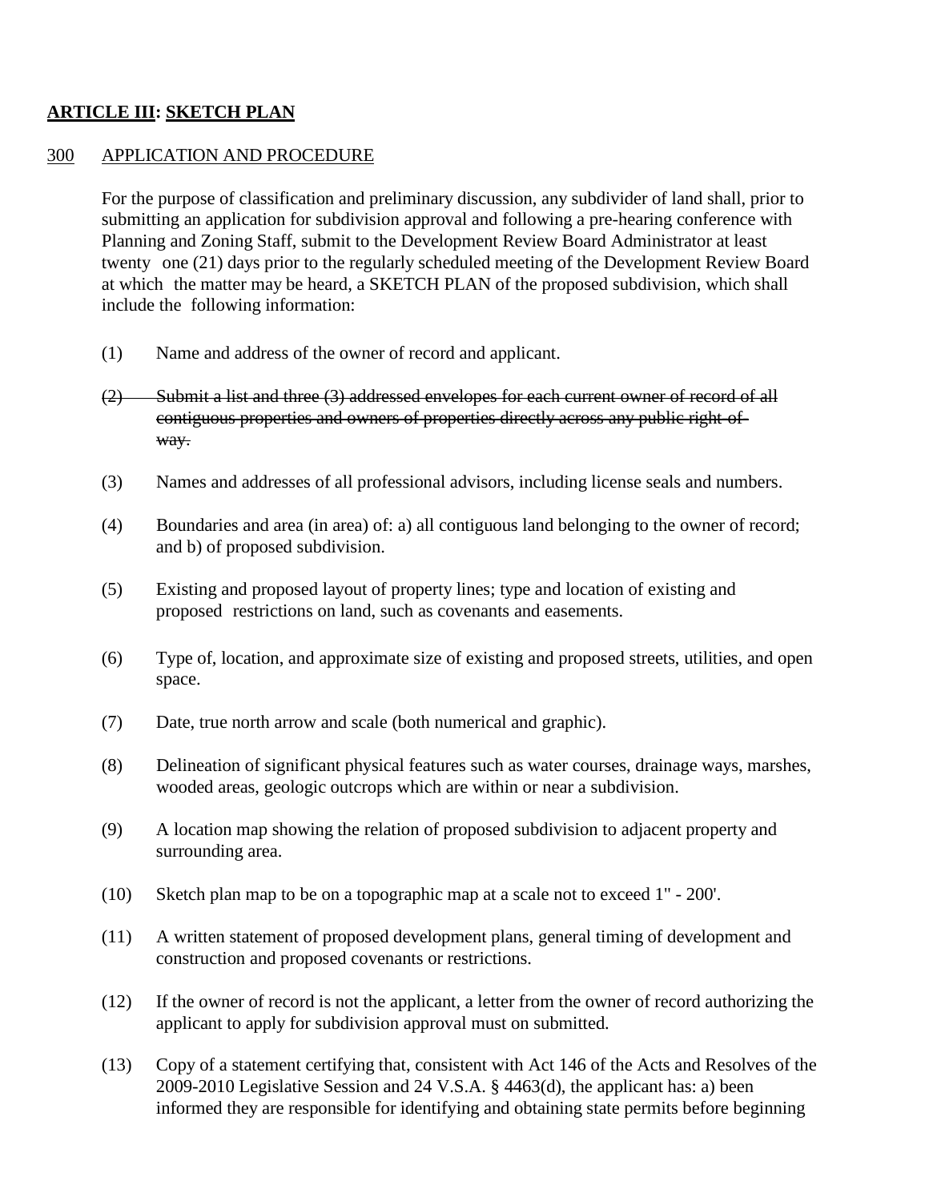## **ARTICLE III: SKETCH PLAN**

### 300 APPLICATION AND PROCEDURE

For the purpose of classification and preliminary discussion, any subdivider of land shall, prior to submitting an application for subdivision approval and following a pre-hearing conference with Planning and Zoning Staff, submit to the Development Review Board Administrator at least twenty one (21) days prior to the regularly scheduled meeting of the Development Review Board at which the matter may be heard, a SKETCH PLAN of the proposed subdivision, which shall include the following information:

(1) Name and address of the owner of record and applicant.

~~(2) Submit a list and three (3) addressed envelopes for each current owner of record of all contiguous properties and owners of properties directly across any public right-of-way.~~

(3) Names and addresses of all professional advisors, including license seals and numbers.

(4) Boundaries and area (in area) of: a) all contiguous land belonging to the owner of record; and b) of proposed subdivision.

(5) Existing and proposed layout of property lines; type and location of existing and proposed restrictions on land, such as covenants and easements.

(6) Type of, location, and approximate size of existing and proposed streets, utilities, and open space.

(7) Date, true north arrow and scale (both numerical and graphic).

(8) Delineation of significant physical features such as water courses, drainage ways, marshes, wooded areas, geologic outcrops which are within or near a subdivision.

(9) A location map showing the relation of proposed subdivision to adjacent property and surrounding area.

(10) Sketch plan map to be on a topographic map at a scale not to exceed 1" - 200'.

(11) A written statement of proposed development plans, general timing of development and construction and proposed covenants or restrictions.

(12) If the owner of record is not the applicant, a letter from the owner of record authorizing the applicant to apply for subdivision approval must on submitted.

(13) Copy of a statement certifying that, consistent with Act 146 of the Acts and Resolves of the 2009-2010 Legislative Session and 24 V.S.A. § 4463(d), the applicant has: a) been informed they are responsible for identifying and obtaining state permits before beginning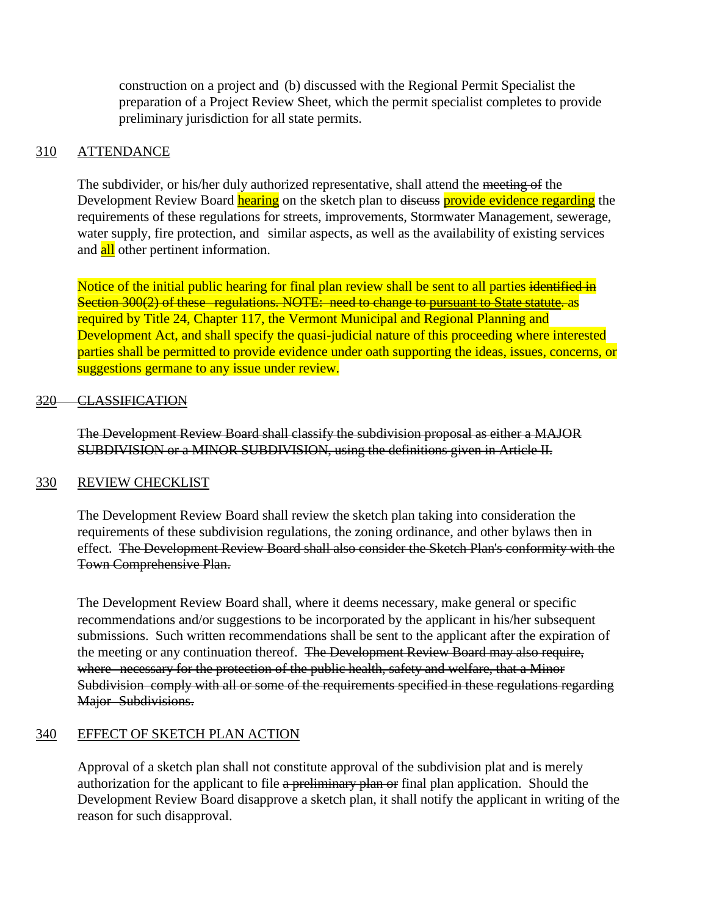construction on a project and (b) discussed with the Regional Permit Specialist the preparation of a Project Review Sheet, which the permit specialist completes to provide preliminary jurisdiction for all state permits.

## 310 ATTENDANCE

The subdivider, or his/her duly authorized representative, shall attend the ~~meeting of~~ the Development Review Board hearing on the sketch plan to ~~discuss~~ provide evidence regarding the requirements of these regulations for streets, improvements, Stormwater Management, sewerage, water supply, fire protection, and similar aspects, as well as the availability of existing services and all other pertinent information.

Notice of the initial public hearing for final plan review shall be sent to all parties ~~identified in Section 300(2) of these regulations. NOTE: need to change to pursuant to State statute.~~ as required by Title 24, Chapter 117, the Vermont Municipal and Regional Planning and Development Act, and shall specify the quasi-judicial nature of this proceeding where interested parties shall be permitted to provide evidence under oath supporting the ideas, issues, concerns, or suggestions germane to any issue under review.

## ~~320 CLASSIFICATION~~

~~The Development Review Board shall classify the subdivision proposal as either a MAJOR SUBDIVISION or a MINOR SUBDIVISION, using the definitions given in Article II.~~

## 330 REVIEW CHECKLIST

The Development Review Board shall review the sketch plan taking into consideration the requirements of these subdivision regulations, the zoning ordinance, and other bylaws then in effect. ~~The Development Review Board shall also consider the Sketch Plan's conformity with the Town Comprehensive Plan.~~

The Development Review Board shall, where it deems necessary, make general or specific recommendations and/or suggestions to be incorporated by the applicant in his/her subsequent submissions. Such written recommendations shall be sent to the applicant after the expiration of the meeting or any continuation thereof. ~~The Development Review Board may also require, where necessary for the protection of the public health, safety and welfare, that a Minor Subdivision comply with all or some of the requirements specified in these regulations regarding Major Subdivisions.~~

## 340 EFFECT OF SKETCH PLAN ACTION

Approval of a sketch plan shall not constitute approval of the subdivision plat and is merely authorization for the applicant to file ~~a preliminary plan or~~ final plan application. Should the Development Review Board disapprove a sketch plan, it shall notify the applicant in writing of the reason for such disapproval.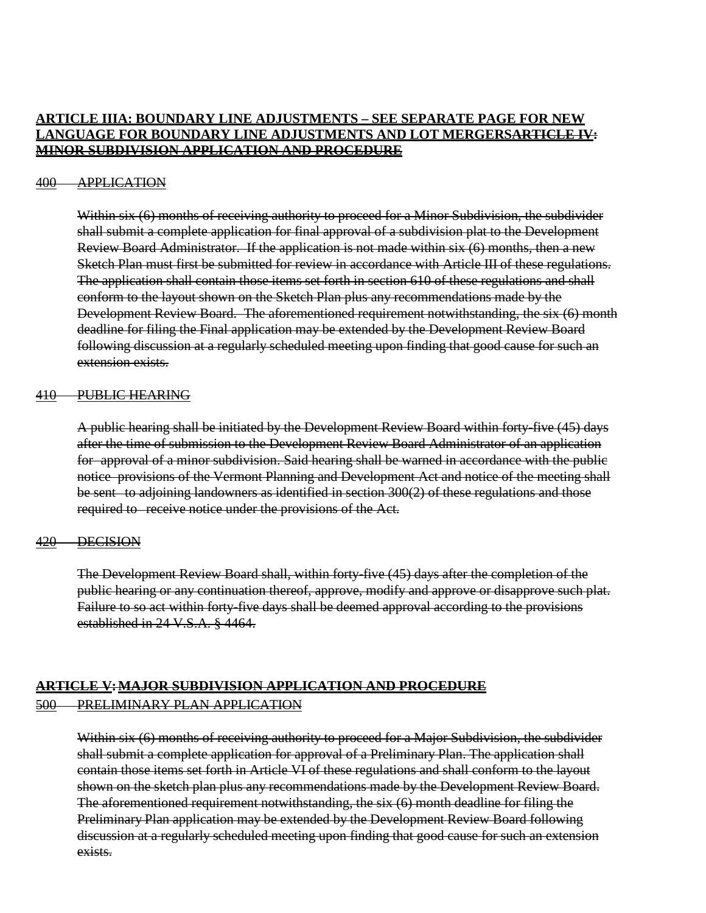**ARTICLE IIIA: BOUNDARY LINE ADJUSTMENTS – SEE SEPARATE PAGE FOR NEW LANGUAGE FOR BOUNDARY LINE ADJUSTMENTS AND LOT MERGERS~~ARTICLE IV: MINOR SUBDIVISION APPLICATION AND PROCEDURE~~**

~~400 APPLICATION~~

~~Within six (6) months of receiving authority to proceed for a Minor Subdivision, the subdivider shall submit a complete application for final approval of a subdivision plat to the Development Review Board Administrator. If the application is not made within six (6) months, then a new Sketch Plan must first be submitted for review in accordance with Article III of these regulations. The application shall contain those items set forth in section 610 of these regulations and shall conform to the layout shown on the Sketch Plan plus any recommendations made by the Development Review Board. The aforementioned requirement notwithstanding, the six (6) month deadline for filing the Final application may be extended by the Development Review Board following discussion at a regularly scheduled meeting upon finding that good cause for such an extension exists.~~

~~410 PUBLIC HEARING~~

~~A public hearing shall be initiated by the Development Review Board within forty-five (45) days after the time of submission to the Development Review Board Administrator of an application for approval of a minor subdivision. Said hearing shall be warned in accordance with the public notice provisions of the Vermont Planning and Development Act and notice of the meeting shall be sent to adjoining landowners as identified in section 300(2) of these regulations and those required to receive notice under the provisions of the Act.~~

~~420 DECISION~~

~~The Development Review Board shall, within forty-five (45) days after the completion of the public hearing or any continuation thereof, approve, modify and approve or disapprove such plat. Failure to so act within forty-five days shall be deemed approval according to the provisions established in 24 V.S.A. § 4464.~~

~~**ARTICLE V: MAJOR SUBDIVISION APPLICATION AND PROCEDURE**~~

~~500 PRELIMINARY PLAN APPLICATION~~

~~Within six (6) months of receiving authority to proceed for a Major Subdivision, the subdivider shall submit a complete application for approval of a Preliminary Plan. The application shall contain those items set forth in Article VI of these regulations and shall conform to the layout shown on the sketch plan plus any recommendations made by the Development Review Board. The aforementioned requirement notwithstanding, the six (6) month deadline for filing the Preliminary Plan application may be extended by the Development Review Board following discussion at a regularly scheduled meeting upon finding that good cause for such an extension exists.~~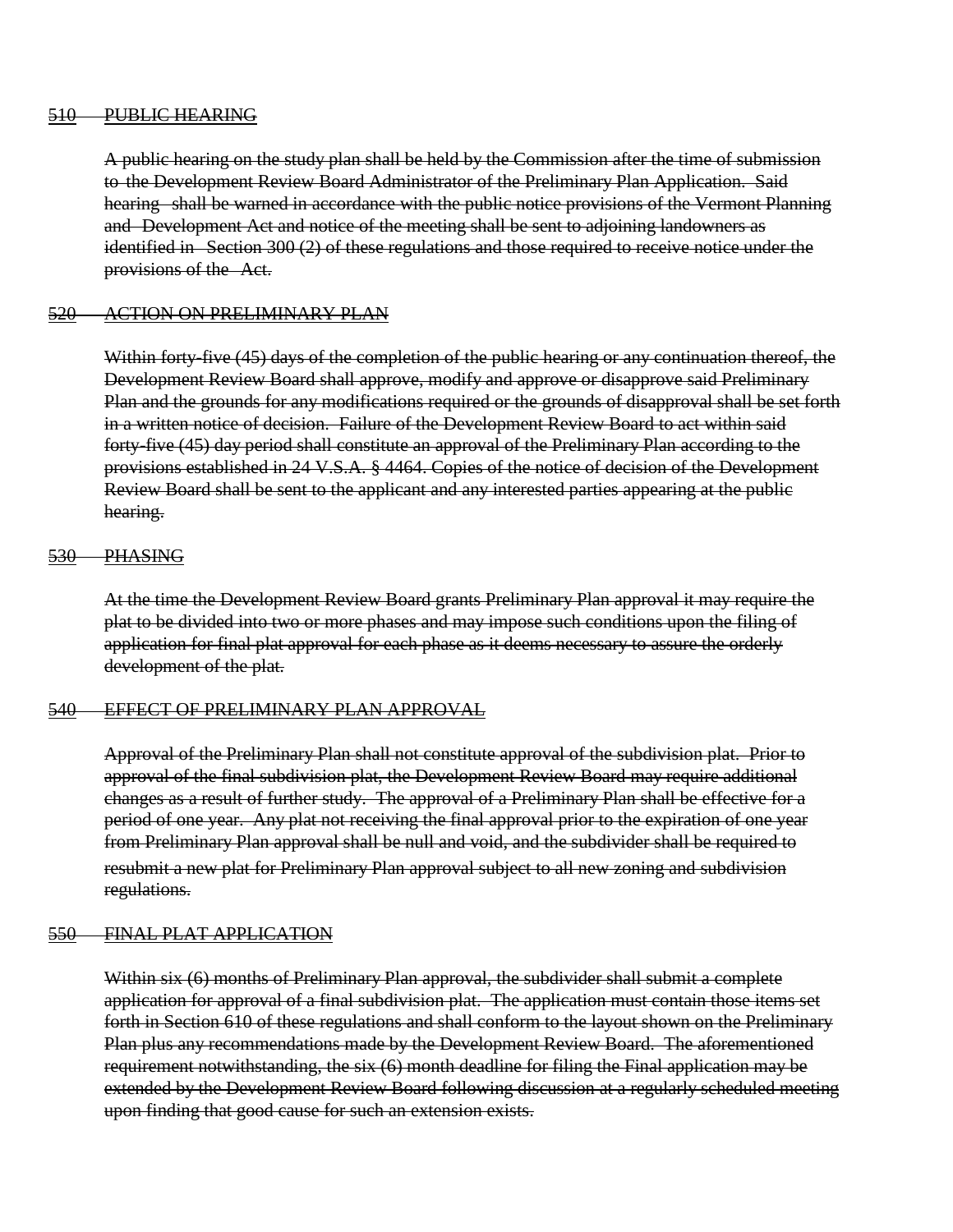## ~~510 PUBLIC HEARING~~

~~A public hearing on the study plan shall be held by the Commission after the time of submission to the Development Review Board Administrator of the Preliminary Plan Application. Said hearing shall be warned in accordance with the public notice provisions of the Vermont Planning and Development Act and notice of the meeting shall be sent to adjoining landowners as identified in Section 300 (2) of these regulations and those required to receive notice under the provisions of the Act.~~

## ~~520 ACTION ON PRELIMINARY PLAN~~

~~Within forty-five (45) days of the completion of the public hearing or any continuation thereof, the Development Review Board shall approve, modify and approve or disapprove said Preliminary Plan and the grounds for any modifications required or the grounds of disapproval shall be set forth in a written notice of decision. Failure of the Development Review Board to act within said forty-five (45) day period shall constitute an approval of the Preliminary Plan according to the provisions established in 24 V.S.A. § 4464. Copies of the notice of decision of the Development Review Board shall be sent to the applicant and any interested parties appearing at the public hearing.~~

## ~~530 PHASING~~

~~At the time the Development Review Board grants Preliminary Plan approval it may require the plat to be divided into two or more phases and may impose such conditions upon the filing of application for final plat approval for each phase as it deems necessary to assure the orderly development of the plat.~~

## ~~540 EFFECT OF PRELIMINARY PLAN APPROVAL~~

~~Approval of the Preliminary Plan shall not constitute approval of the subdivision plat. Prior to approval of the final subdivision plat, the Development Review Board may require additional changes as a result of further study. The approval of a Preliminary Plan shall be effective for a period of one year. Any plat not receiving the final approval prior to the expiration of one year from Preliminary Plan approval shall be null and void, and the subdivider shall be required to resubmit a new plat for Preliminary Plan approval subject to all new zoning and subdivision regulations.~~

## ~~550 FINAL PLAT APPLICATION~~

~~Within six (6) months of Preliminary Plan approval, the subdivider shall submit a complete application for approval of a final subdivision plat. The application must contain those items set forth in Section 610 of these regulations and shall conform to the layout shown on the Preliminary Plan plus any recommendations made by the Development Review Board. The aforementioned requirement notwithstanding, the six (6) month deadline for filing the Final application may be extended by the Development Review Board following discussion at a regularly scheduled meeting upon finding that good cause for such an extension exists.~~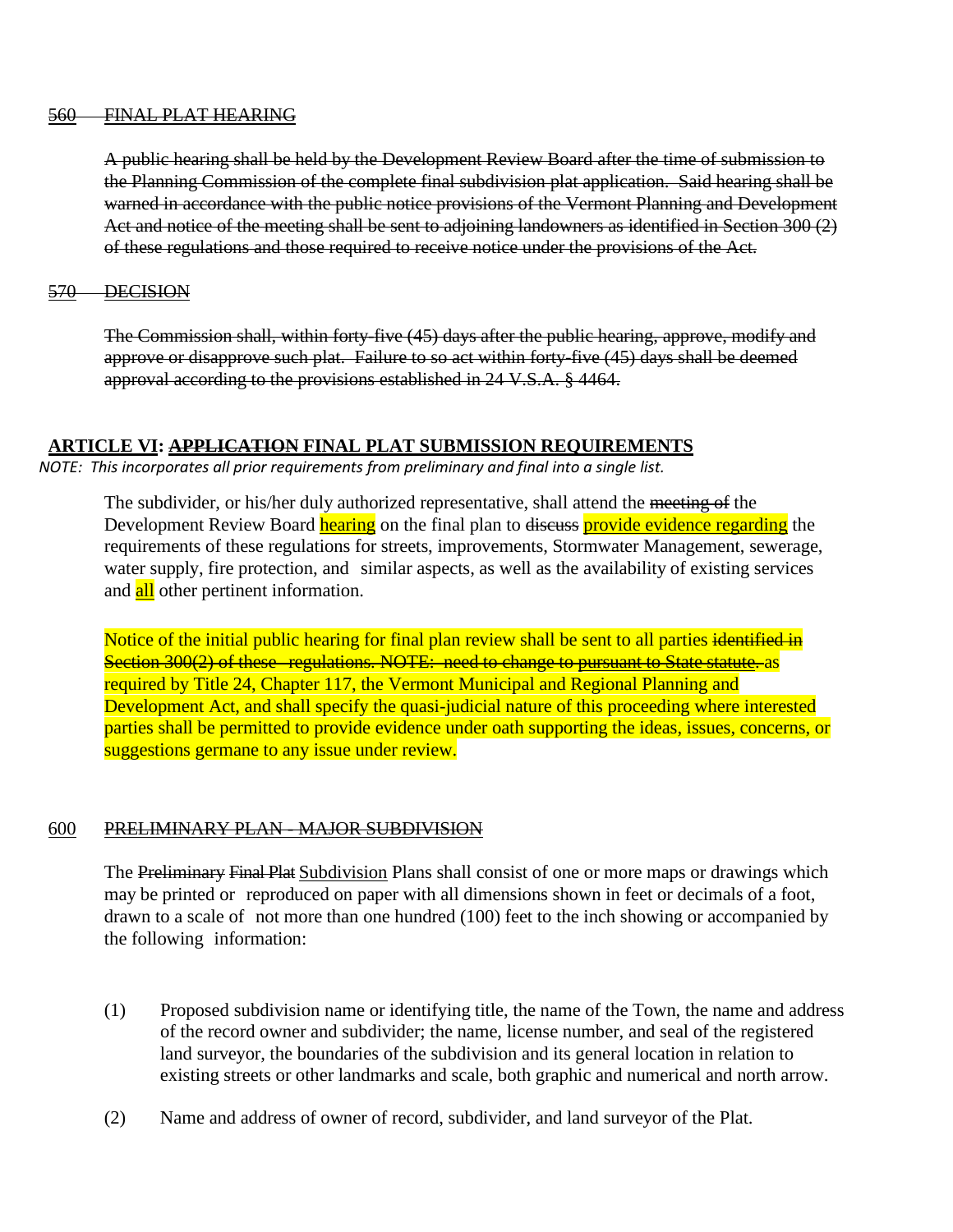~~560 FINAL PLAT HEARING~~

~~A public hearing shall be held by the Development Review Board after the time of submission to the Planning Commission of the complete final subdivision plat application. Said hearing shall be warned in accordance with the public notice provisions of the Vermont Planning and Development Act and notice of the meeting shall be sent to adjoining landowners as identified in Section 300 (2) of these regulations and those required to receive notice under the provisions of the Act.~~

~~570 DECISION~~

~~The Commission shall, within forty-five (45) days after the public hearing, approve, modify and approve or disapprove such plat. Failure to so act within forty-five (45) days shall be deemed approval according to the provisions established in 24 V.S.A. § 4464.~~

## ARTICLE VI: ~~APPLICATION~~ FINAL PLAT SUBMISSION REQUIREMENTS

*NOTE: This incorporates all prior requirements from preliminary and final into a single list.*

The subdivider, or his/her duly authorized representative, shall attend the ~~meeting of~~ the Development Review Board hearing on the final plan to ~~discuss~~ provide evidence regarding the requirements of these regulations for streets, improvements, Stormwater Management, sewerage, water supply, fire protection, and similar aspects, as well as the availability of existing services and all other pertinent information.

Notice of the initial public hearing for final plan review shall be sent to all parties ~~identified in Section 300(2) of these regulations. NOTE: need to change to pursuant to State statute.~~ as required by Title 24, Chapter 117, the Vermont Municipal and Regional Planning and Development Act, and shall specify the quasi-judicial nature of this proceeding where interested parties shall be permitted to provide evidence under oath supporting the ideas, issues, concerns, or suggestions germane to any issue under review.

600 ~~PRELIMINARY PLAN - MAJOR SUBDIVISION~~

The ~~Preliminary~~ ~~Final Plat~~ Subdivision Plans shall consist of one or more maps or drawings which may be printed or reproduced on paper with all dimensions shown in feet or decimals of a foot, drawn to a scale of not more than one hundred (100) feet to the inch showing or accompanied by the following information:

(1) Proposed subdivision name or identifying title, the name of the Town, the name and address of the record owner and subdivider; the name, license number, and seal of the registered land surveyor, the boundaries of the subdivision and its general location in relation to existing streets or other landmarks and scale, both graphic and numerical and north arrow.

(2) Name and address of owner of record, subdivider, and land surveyor of the Plat.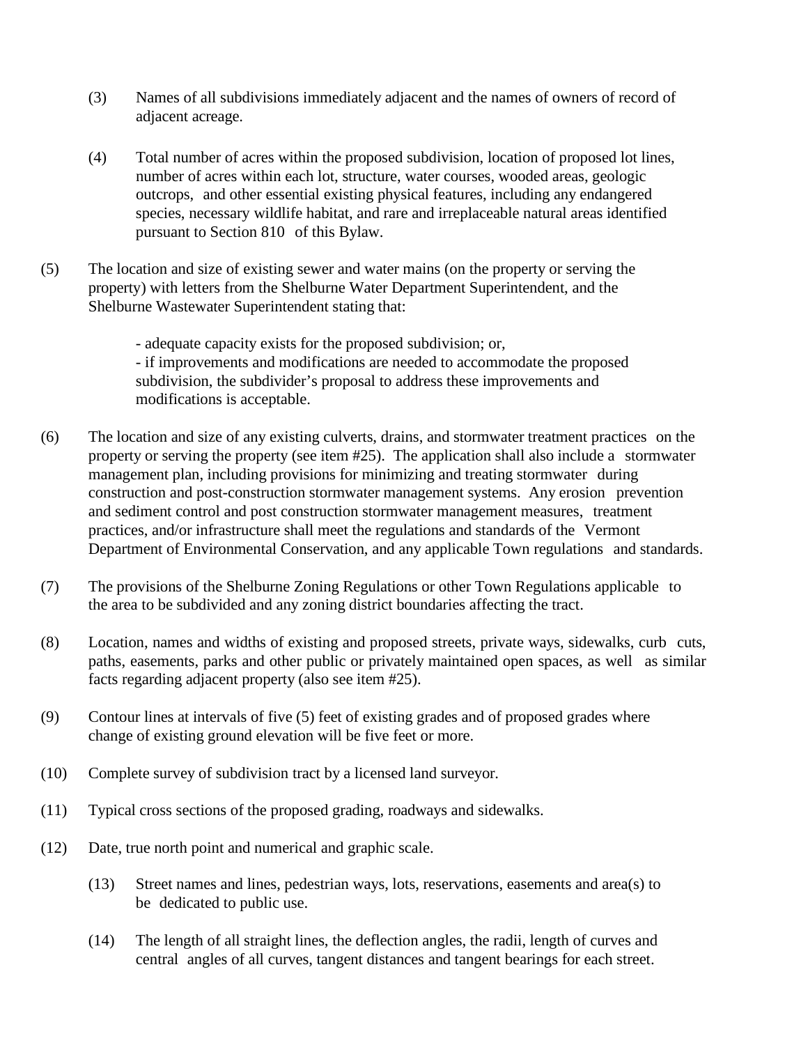(3) Names of all subdivisions immediately adjacent and the names of owners of record of adjacent acreage.

(4) Total number of acres within the proposed subdivision, location of proposed lot lines, number of acres within each lot, structure, water courses, wooded areas, geologic outcrops, and other essential existing physical features, including any endangered species, necessary wildlife habitat, and rare and irreplaceable natural areas identified pursuant to Section 810 of this Bylaw.

(5) The location and size of existing sewer and water mains (on the property or serving the property) with letters from the Shelburne Water Department Superintendent, and the Shelburne Wastewater Superintendent stating that:

- adequate capacity exists for the proposed subdivision; or,
- if improvements and modifications are needed to accommodate the proposed subdivision, the subdivider's proposal to address these improvements and modifications is acceptable.

(6) The location and size of any existing culverts, drains, and stormwater treatment practices on the property or serving the property (see item #25). The application shall also include a stormwater management plan, including provisions for minimizing and treating stormwater during construction and post-construction stormwater management systems. Any erosion prevention and sediment control and post construction stormwater management measures, treatment practices, and/or infrastructure shall meet the regulations and standards of the Vermont Department of Environmental Conservation, and any applicable Town regulations and standards.

(7) The provisions of the Shelburne Zoning Regulations or other Town Regulations applicable to the area to be subdivided and any zoning district boundaries affecting the tract.

(8) Location, names and widths of existing and proposed streets, private ways, sidewalks, curb cuts, paths, easements, parks and other public or privately maintained open spaces, as well as similar facts regarding adjacent property (also see item #25).

(9) Contour lines at intervals of five (5) feet of existing grades and of proposed grades where change of existing ground elevation will be five feet or more.

(10) Complete survey of subdivision tract by a licensed land surveyor.

(11) Typical cross sections of the proposed grading, roadways and sidewalks.

(12) Date, true north point and numerical and graphic scale.

(13) Street names and lines, pedestrian ways, lots, reservations, easements and area(s) to be dedicated to public use.

(14) The length of all straight lines, the deflection angles, the radii, length of curves and central angles of all curves, tangent distances and tangent bearings for each street.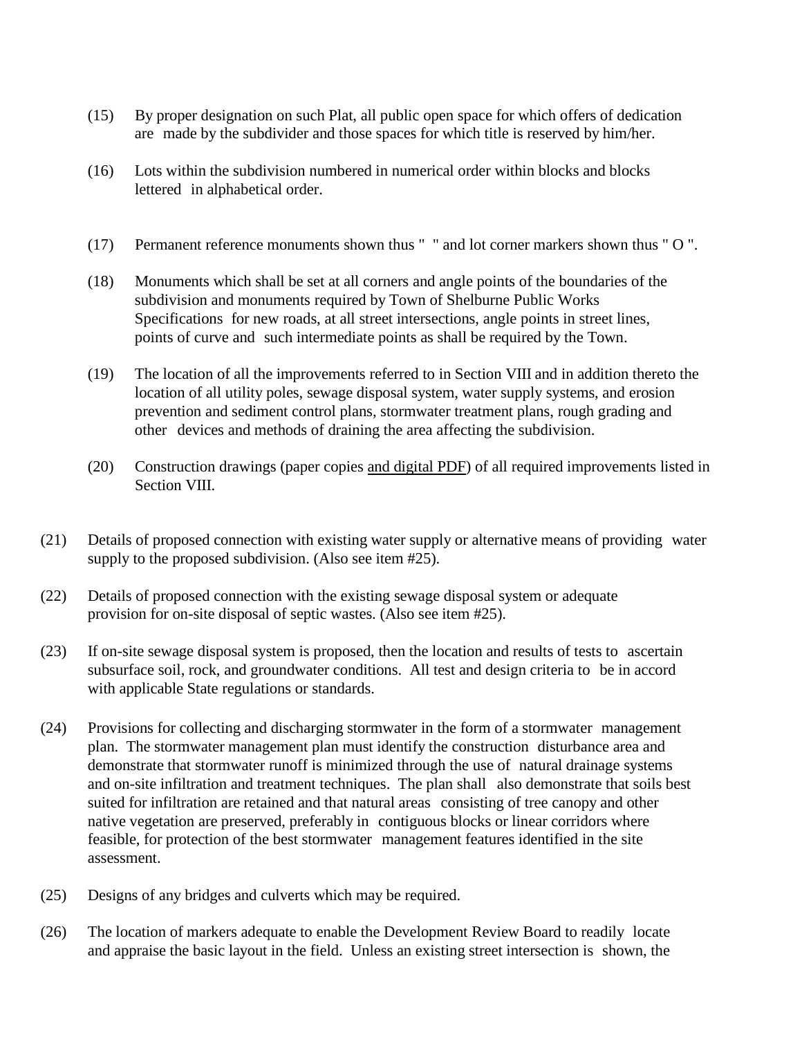(15) By proper designation on such Plat, all public open space for which offers of dedication are made by the subdivider and those spaces for which title is reserved by him/her.

(16) Lots within the subdivision numbered in numerical order within blocks and blocks lettered in alphabetical order.

(17) Permanent reference monuments shown thus "  " and lot corner markers shown thus " O ".

(18) Monuments which shall be set at all corners and angle points of the boundaries of the subdivision and monuments required by Town of Shelburne Public Works Specifications for new roads, at all street intersections, angle points in street lines, points of curve and such intermediate points as shall be required by the Town.

(19) The location of all the improvements referred to in Section VIII and in addition thereto the location of all utility poles, sewage disposal system, water supply systems, and erosion prevention and sediment control plans, stormwater treatment plans, rough grading and other devices and methods of draining the area affecting the subdivision.

(20) Construction drawings (paper copies <u>and digital PDF</u>) of all required improvements listed in Section VIII.

(21) Details of proposed connection with existing water supply or alternative means of providing water supply to the proposed subdivision. (Also see item #25).

(22) Details of proposed connection with the existing sewage disposal system or adequate provision for on-site disposal of septic wastes. (Also see item #25).

(23) If on-site sewage disposal system is proposed, then the location and results of tests to ascertain subsurface soil, rock, and groundwater conditions. All test and design criteria to be in accord with applicable State regulations or standards.

(24) Provisions for collecting and discharging stormwater in the form of a stormwater management plan. The stormwater management plan must identify the construction disturbance area and demonstrate that stormwater runoff is minimized through the use of natural drainage systems and on-site infiltration and treatment techniques. The plan shall also demonstrate that soils best suited for infiltration are retained and that natural areas consisting of tree canopy and other native vegetation are preserved, preferably in contiguous blocks or linear corridors where feasible, for protection of the best stormwater management features identified in the site assessment.

(25) Designs of any bridges and culverts which may be required.

(26) The location of markers adequate to enable the Development Review Board to readily locate and appraise the basic layout in the field. Unless an existing street intersection is shown, the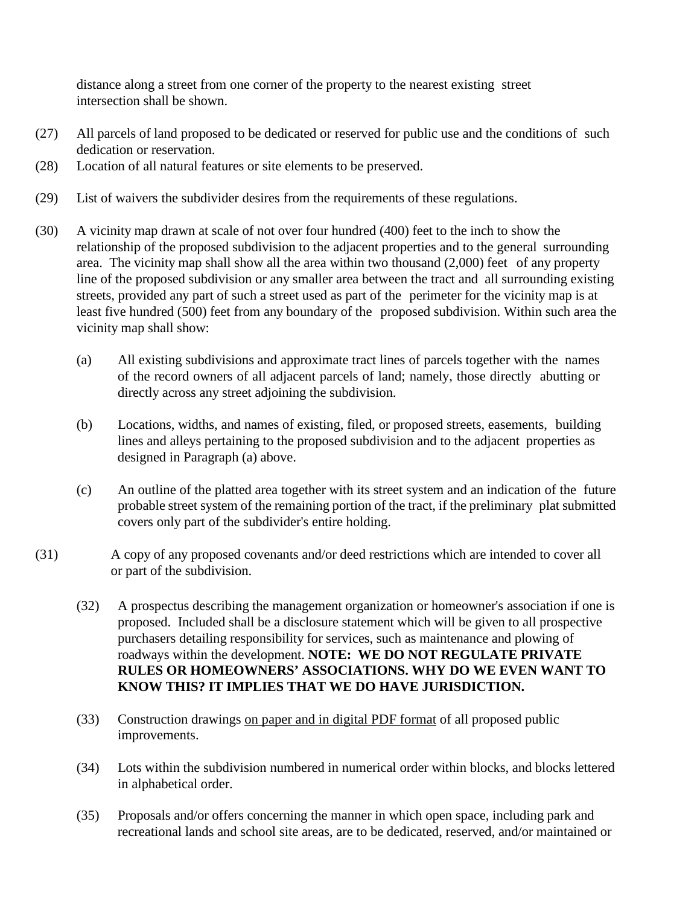distance along a street from one corner of the property to the nearest existing street intersection shall be shown.

(27) All parcels of land proposed to be dedicated or reserved for public use and the conditions of such dedication or reservation.

(28) Location of all natural features or site elements to be preserved.

(29) List of waivers the subdivider desires from the requirements of these regulations.

(30) A vicinity map drawn at scale of not over four hundred (400) feet to the inch to show the relationship of the proposed subdivision to the adjacent properties and to the general surrounding area. The vicinity map shall show all the area within two thousand (2,000) feet of any property line of the proposed subdivision or any smaller area between the tract and all surrounding existing streets, provided any part of such a street used as part of the perimeter for the vicinity map is at least five hundred (500) feet from any boundary of the proposed subdivision. Within such area the vicinity map shall show:

   (a) All existing subdivisions and approximate tract lines of parcels together with the names of the record owners of all adjacent parcels of land; namely, those directly abutting or directly across any street adjoining the subdivision.

   (b) Locations, widths, and names of existing, filed, or proposed streets, easements, building lines and alleys pertaining to the proposed subdivision and to the adjacent properties as designed in Paragraph (a) above.

   (c) An outline of the platted area together with its street system and an indication of the future probable street system of the remaining portion of the tract, if the preliminary plat submitted covers only part of the subdivider's entire holding.

(31) A copy of any proposed covenants and/or deed restrictions which are intended to cover all or part of the subdivision.

(32) A prospectus describing the management organization or homeowner's association if one is proposed. Included shall be a disclosure statement which will be given to all prospective purchasers detailing responsibility for services, such as maintenance and plowing of roadways within the development. **NOTE: WE DO NOT REGULATE PRIVATE RULES OR HOMEOWNERS' ASSOCIATIONS. WHY DO WE EVEN WANT TO KNOW THIS? IT IMPLIES THAT WE DO HAVE JURISDICTION.**

(33) Construction drawings <u>on paper and in digital PDF format</u> of all proposed public improvements.

(34) Lots within the subdivision numbered in numerical order within blocks, and blocks lettered in alphabetical order.

(35) Proposals and/or offers concerning the manner in which open space, including park and recreational lands and school site areas, are to be dedicated, reserved, and/or maintained or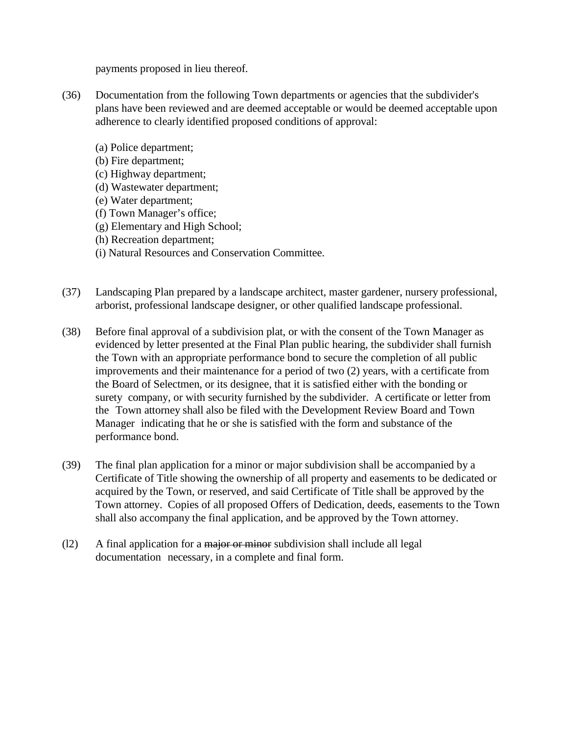payments proposed in lieu thereof.

(36) Documentation from the following Town departments or agencies that the subdivider's plans have been reviewed and are deemed acceptable or would be deemed acceptable upon adherence to clearly identified proposed conditions of approval:

(a) Police department;
(b) Fire department;
(c) Highway department;
(d) Wastewater department;
(e) Water department;
(f) Town Manager's office;
(g) Elementary and High School;
(h) Recreation department;
(i) Natural Resources and Conservation Committee.

(37) Landscaping Plan prepared by a landscape architect, master gardener, nursery professional, arborist, professional landscape designer, or other qualified landscape professional.

(38) Before final approval of a subdivision plat, or with the consent of the Town Manager as evidenced by letter presented at the Final Plan public hearing, the subdivider shall furnish the Town with an appropriate performance bond to secure the completion of all public improvements and their maintenance for a period of two (2) years, with a certificate from the Board of Selectmen, or its designee, that it is satisfied either with the bonding or surety company, or with security furnished by the subdivider. A certificate or letter from the Town attorney shall also be filed with the Development Review Board and Town Manager indicating that he or she is satisfied with the form and substance of the performance bond.

(39) The final plan application for a minor or major subdivision shall be accompanied by a Certificate of Title showing the ownership of all property and easements to be dedicated or acquired by the Town, or reserved, and said Certificate of Title shall be approved by the Town attorney. Copies of all proposed Offers of Dedication, deeds, easements to the Town shall also accompany the final application, and be approved by the Town attorney.

(l2) A final application for a ~~major or minor~~ subdivision shall include all legal documentation necessary, in a complete and final form.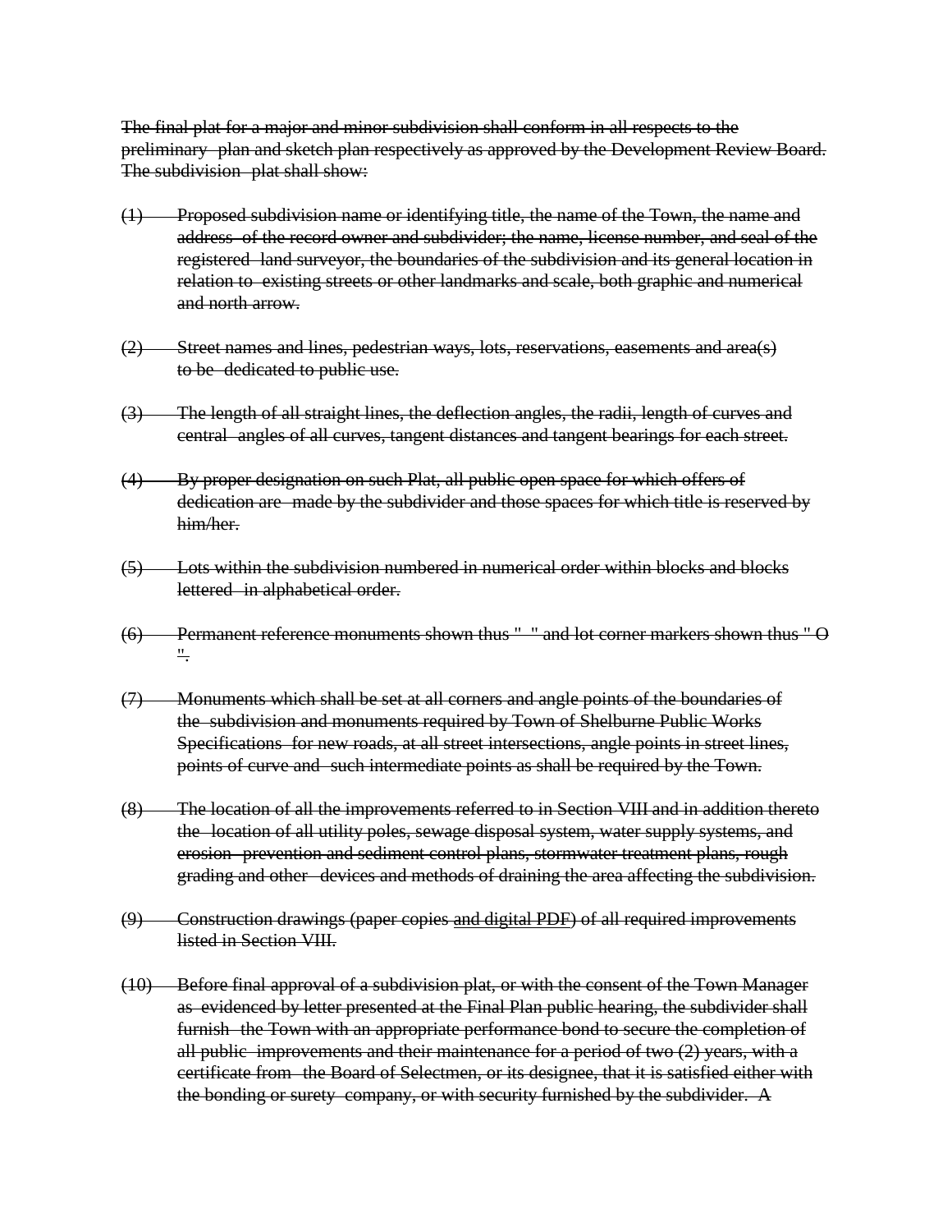~~The final plat for a major and minor subdivision shall conform in all respects to the preliminary plan and sketch plan respectively as approved by the Development Review Board. The subdivision plat shall show:~~

~~(1) Proposed subdivision name or identifying title, the name of the Town, the name and address of the record owner and subdivider; the name, license number, and seal of the registered land surveyor, the boundaries of the subdivision and its general location in relation to existing streets or other landmarks and scale, both graphic and numerical and north arrow.~~

~~(2) Street names and lines, pedestrian ways, lots, reservations, easements and area(s) to be dedicated to public use.~~

~~(3) The length of all straight lines, the deflection angles, the radii, length of curves and central angles of all curves, tangent distances and tangent bearings for each street.~~

~~(4) By proper designation on such Plat, all public open space for which offers of dedication are made by the subdivider and those spaces for which title is reserved by him/her.~~

~~(5) Lots within the subdivision numbered in numerical order within blocks and blocks lettered in alphabetical order.~~

~~(6) Permanent reference monuments shown thus " " and lot corner markers shown thus " O ".~~

~~(7) Monuments which shall be set at all corners and angle points of the boundaries of the subdivision and monuments required by Town of Shelburne Public Works Specifications for new roads, at all street intersections, angle points in street lines, points of curve and such intermediate points as shall be required by the Town.~~

~~(8) The location of all the improvements referred to in Section VIII and in addition thereto the location of all utility poles, sewage disposal system, water supply systems, and erosion prevention and sediment control plans, stormwater treatment plans, rough grading and other devices and methods of draining the area affecting the subdivision.~~

~~(9) Construction drawings (paper copies and digital PDF) of all required improvements listed in Section VIII.~~

~~(10) Before final approval of a subdivision plat, or with the consent of the Town Manager as evidenced by letter presented at the Final Plan public hearing, the subdivider shall furnish the Town with an appropriate performance bond to secure the completion of all public improvements and their maintenance for a period of two (2) years, with a certificate from the Board of Selectmen, or its designee, that it is satisfied either with the bonding or surety company, or with security furnished by the subdivider. A~~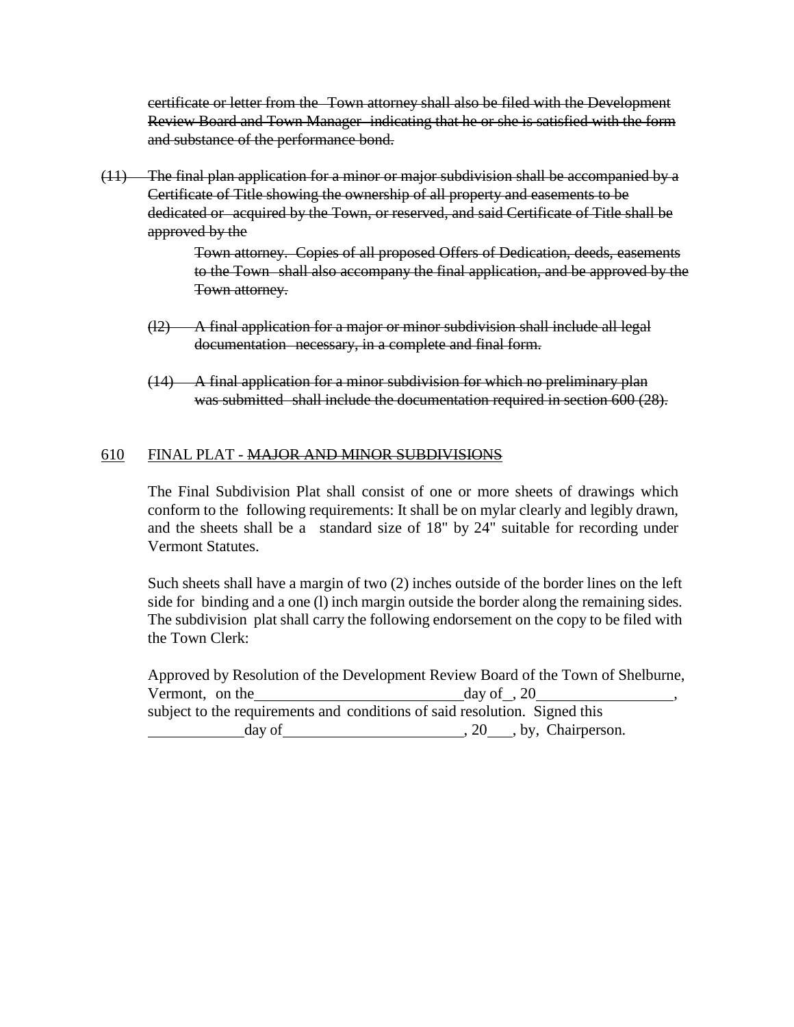~~certificate or letter from the Town attorney shall also be filed with the Development Review Board and Town Manager indicating that he or she is satisfied with the form and substance of the performance bond.~~

~~(11) The final plan application for a minor or major subdivision shall be accompanied by a Certificate of Title showing the ownership of all property and easements to be dedicated or acquired by the Town, or reserved, and said Certificate of Title shall be approved by the~~

~~Town attorney. Copies of all proposed Offers of Dedication, deeds, easements to the Town shall also accompany the final application, and be approved by the Town attorney.~~

~~(l2) A final application for a major or minor subdivision shall include all legal documentation necessary, in a complete and final form.~~

~~(14) A final application for a minor subdivision for which no preliminary plan was submitted shall include the documentation required in section 600 (28).~~

## 610 FINAL PLAT - ~~MAJOR AND MINOR SUBDIVISIONS~~

The Final Subdivision Plat shall consist of one or more sheets of drawings which conform to the following requirements: It shall be on mylar clearly and legibly drawn, and the sheets shall be a standard size of 18" by 24" suitable for recording under Vermont Statutes.

Such sheets shall have a margin of two (2) inches outside of the border lines on the left side for binding and a one (l) inch margin outside the border along the remaining sides. The subdivision plat shall carry the following endorsement on the copy to be filed with the Town Clerk:

Approved by Resolution of the Development Review Board of the Town of Shelburne, Vermont, on the\_\_\_\_\_\_\_\_\_\_\_\_\_\_\_\_\_\_\_\_\_\_\_\_\_\_\_day of\_, 20\_\_\_\_\_\_\_\_\_\_\_\_\_\_\_\_\_\_, subject to the requirements and conditions of said resolution. Signed this \_\_\_\_\_\_\_\_\_\_\_\_day of\_\_\_\_\_\_\_\_\_\_\_\_\_\_\_\_\_\_\_\_\_\_\_\_, 20\_\_\_, by, Chairperson.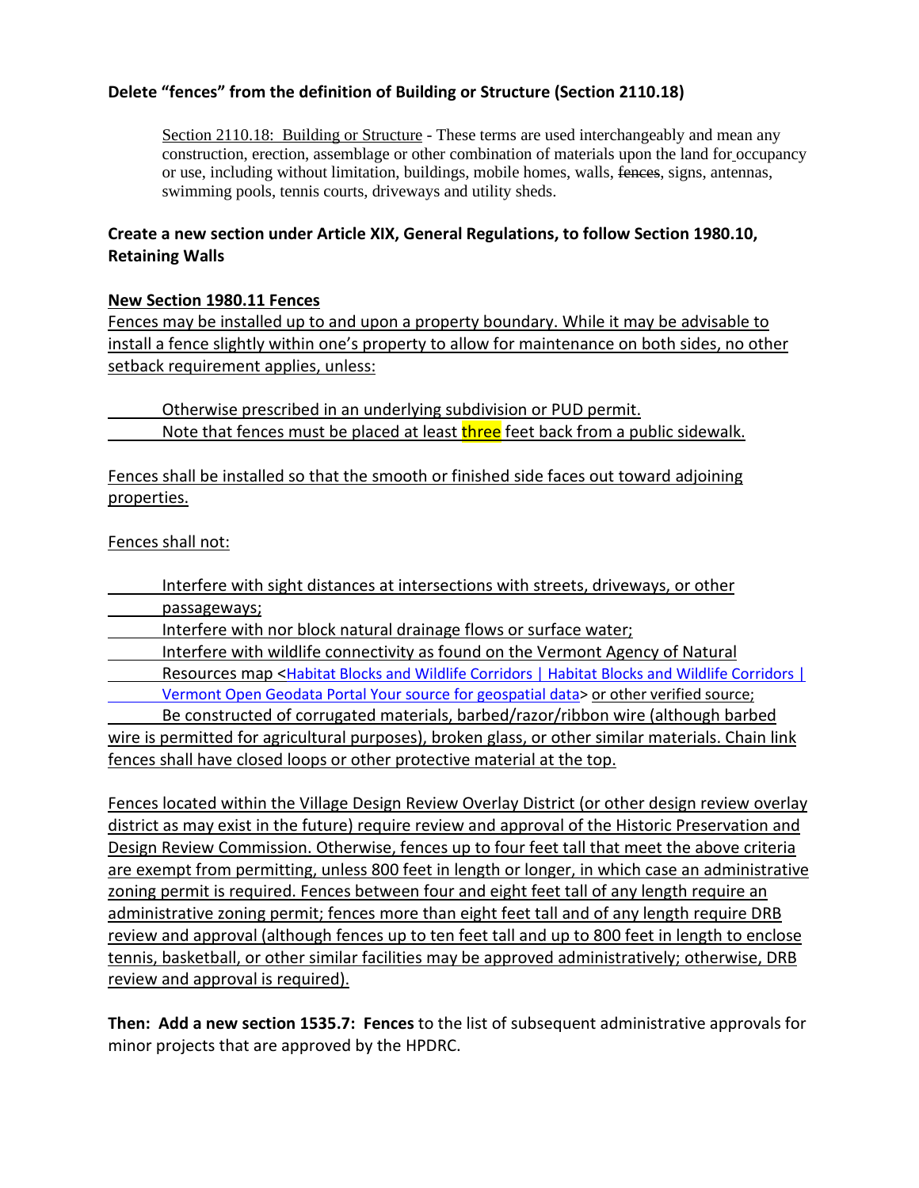**Delete "fences" from the definition of Building or Structure (Section 2110.18)**

> Section 2110.18: Building or Structure - These terms are used interchangeably and mean any construction, erection, assemblage or other combination of materials upon the land for occupancy or use, including without limitation, buildings, mobile homes, walls, ~~fences~~, signs, antennas, swimming pools, tennis courts, driveways and utility sheds.

**Create a new section under Article XIX, General Regulations, to follow Section 1980.10, Retaining Walls**

**New Section 1980.11 Fences**

Fences may be installed up to and upon a property boundary. While it may be advisable to install a fence slightly within one's property to allow for maintenance on both sides, no other setback requirement applies, unless:

> Otherwise prescribed in an underlying subdivision or PUD permit.
> Note that fences must be placed at least three feet back from a public sidewalk.

Fences shall be installed so that the smooth or finished side faces out toward adjoining properties.

Fences shall not:

> Interfere with sight distances at intersections with streets, driveways, or other passageways;
> Interfere with nor block natural drainage flows or surface water;
> Interfere with wildlife connectivity as found on the Vermont Agency of Natural Resources map <Habitat Blocks and Wildlife Corridors | Habitat Blocks and Wildlife Corridors | Vermont Open Geodata Portal Your source for geospatial data> or other verified source;
> Be constructed of corrugated materials, barbed/razor/ribbon wire (although barbed wire is permitted for agricultural purposes), broken glass, or other similar materials. Chain link fences shall have closed loops or other protective material at the top.

Fences located within the Village Design Review Overlay District (or other design review overlay district as may exist in the future) require review and approval of the Historic Preservation and Design Review Commission. Otherwise, fences up to four feet tall that meet the above criteria are exempt from permitting, unless 800 feet in length or longer, in which case an administrative zoning permit is required. Fences between four and eight feet tall of any length require an administrative zoning permit; fences more than eight feet tall and of any length require DRB review and approval (although fences up to ten feet tall and up to 800 feet in length to enclose tennis, basketball, or other similar facilities may be approved administratively; otherwise, DRB review and approval is required).

**Then: Add a new section 1535.7: Fences** to the list of subsequent administrative approvals for minor projects that are approved by the HPDRC.